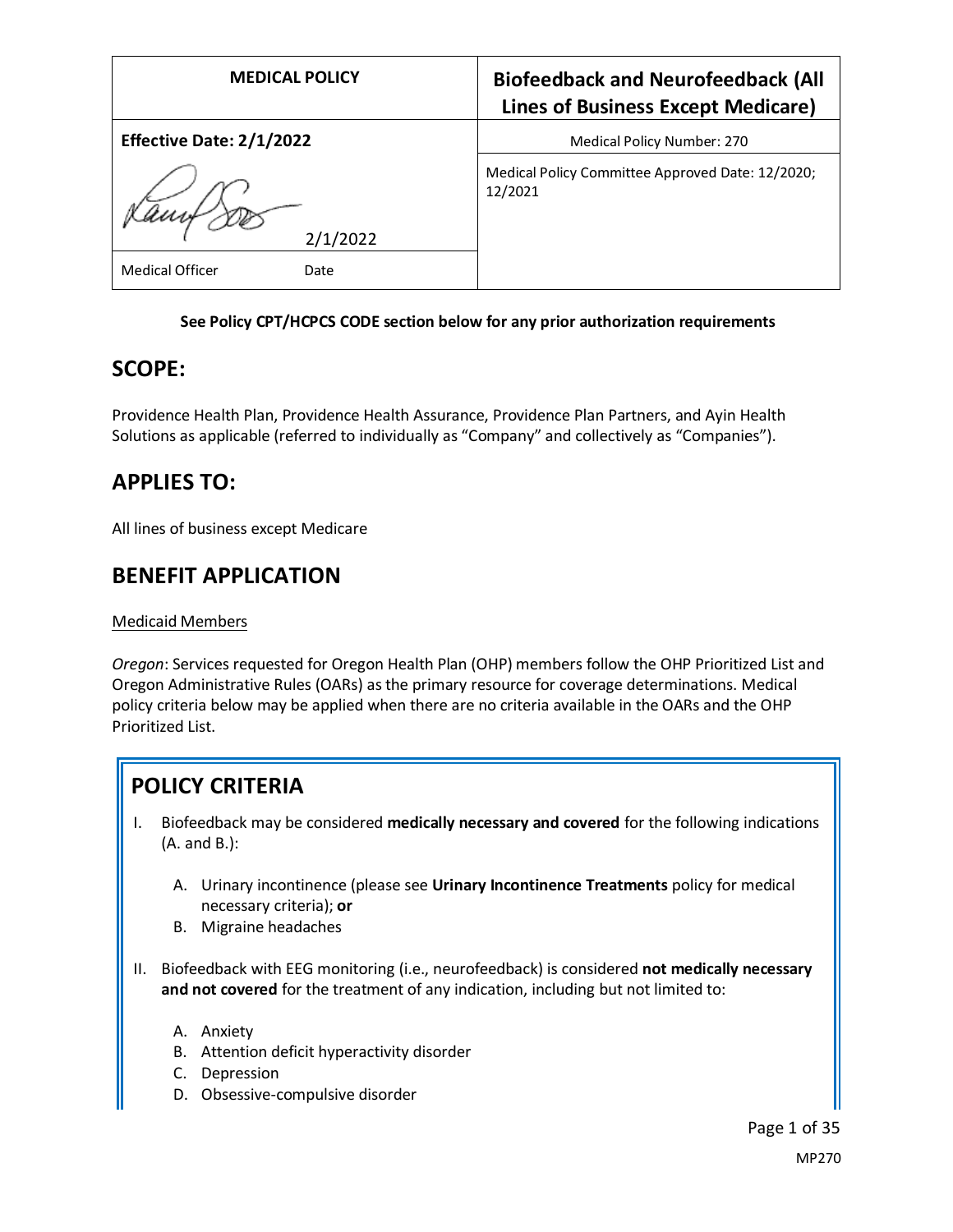| MEDICAL POLICY | Biofeedback and Neurofeedback (All Lines of Business Except Medicare) |
|---|---|
| **Effective Date: 2/1/2022** | Medical Policy Number: 270 |
| 2/1/2022 | Medical Policy Committee Approved Date: 12/2020; 12/2021 |
| Medical Officer Date | |

**See Policy CPT/HCPCS CODE section below for any prior authorization requirements**

## SCOPE:

Providence Health Plan, Providence Health Assurance, Providence Plan Partners, and Ayin Health Solutions as applicable (referred to individually as "Company" and collectively as "Companies").

## APPLIES TO:

All lines of business except Medicare

## BENEFIT APPLICATION

Medicaid Members

*Oregon*: Services requested for Oregon Health Plan (OHP) members follow the OHP Prioritized List and Oregon Administrative Rules (OARs) as the primary resource for coverage determinations. Medical policy criteria below may be applied when there are no criteria available in the OARs and the OHP Prioritized List.

## POLICY CRITERIA

I. Biofeedback may be considered **medically necessary and covered** for the following indications (A. and B.):

   A. Urinary incontinence (please see **Urinary Incontinence Treatments** policy for medical necessary criteria); **or**
   B. Migraine headaches

II. Biofeedback with EEG monitoring (i.e., neurofeedback) is considered **not medically necessary and not covered** for the treatment of any indication, including but not limited to:

   A. Anxiety
   B. Attention deficit hyperactivity disorder
   C. Depression
   D. Obsessive-compulsive disorder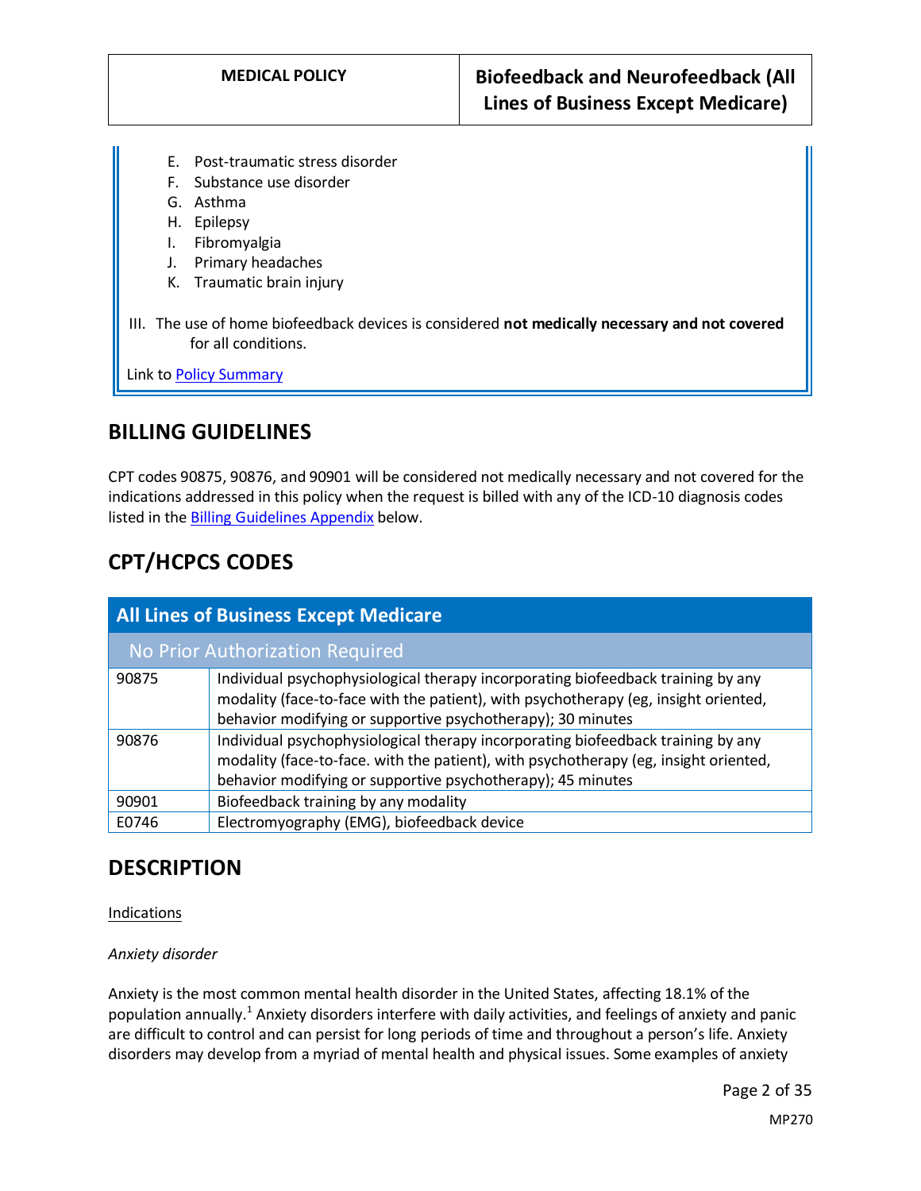E. Post-traumatic stress disorder
F. Substance use disorder
G. Asthma
H. Epilepsy
I. Fibromyalgia
J. Primary headaches
K. Traumatic brain injury

III. The use of home biofeedback devices is considered **not medically necessary and not covered** for all conditions.

Link to [Policy Summary](#)

## BILLING GUIDELINES

CPT codes 90875, 90876, and 90901 will be considered not medically necessary and not covered for the indications addressed in this policy when the request is billed with any of the ICD-10 diagnosis codes listed in the [Billing Guidelines Appendix](#) below.

## CPT/HCPCS CODES

| All Lines of Business Except Medicare | |
|---|---|
| No Prior Authorization Required | |
| 90875 | Individual psychophysiological therapy incorporating biofeedback training by any modality (face-to-face with the patient), with psychotherapy (eg, insight oriented, behavior modifying or supportive psychotherapy); 30 minutes |
| 90876 | Individual psychophysiological therapy incorporating biofeedback training by any modality (face-to-face. with the patient), with psychotherapy (eg, insight oriented, behavior modifying or supportive psychotherapy); 45 minutes |
| 90901 | Biofeedback training by any modality |
| E0746 | Electromyography (EMG), biofeedback device |

## DESCRIPTION

Indications

*Anxiety disorder*

Anxiety is the most common mental health disorder in the United States, affecting 18.1% of the population annually.[1] Anxiety disorders interfere with daily activities, and feelings of anxiety and panic are difficult to control and can persist for long periods of time and throughout a person's life. Anxiety disorders may develop from a myriad of mental health and physical issues. Some examples of anxiety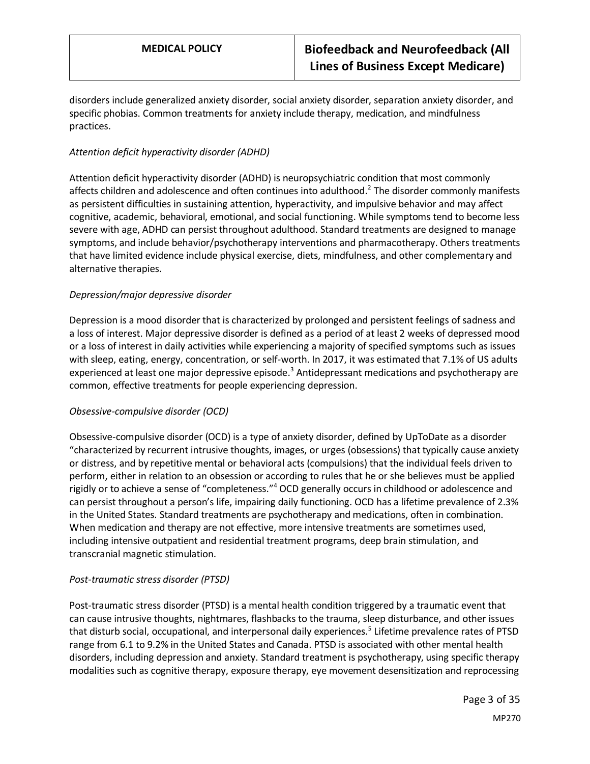disorders include generalized anxiety disorder, social anxiety disorder, separation anxiety disorder, and specific phobias. Common treatments for anxiety include therapy, medication, and mindfulness practices.

*Attention deficit hyperactivity disorder (ADHD)*

Attention deficit hyperactivity disorder (ADHD) is neuropsychiatric condition that most commonly affects children and adolescence and often continues into adulthood.[2] The disorder commonly manifests as persistent difficulties in sustaining attention, hyperactivity, and impulsive behavior and may affect cognitive, academic, behavioral, emotional, and social functioning. While symptoms tend to become less severe with age, ADHD can persist throughout adulthood. Standard treatments are designed to manage symptoms, and include behavior/psychotherapy interventions and pharmacotherapy. Others treatments that have limited evidence include physical exercise, diets, mindfulness, and other complementary and alternative therapies.

*Depression/major depressive disorder*

Depression is a mood disorder that is characterized by prolonged and persistent feelings of sadness and a loss of interest. Major depressive disorder is defined as a period of at least 2 weeks of depressed mood or a loss of interest in daily activities while experiencing a majority of specified symptoms such as issues with sleep, eating, energy, concentration, or self-worth. In 2017, it was estimated that 7.1% of US adults experienced at least one major depressive episode.[3] Antidepressant medications and psychotherapy are common, effective treatments for people experiencing depression.

*Obsessive-compulsive disorder (OCD)*

Obsessive-compulsive disorder (OCD) is a type of anxiety disorder, defined by UpToDate as a disorder "characterized by recurrent intrusive thoughts, images, or urges (obsessions) that typically cause anxiety or distress, and by repetitive mental or behavioral acts (compulsions) that the individual feels driven to perform, either in relation to an obsession or according to rules that he or she believes must be applied rigidly or to achieve a sense of "completeness."[4] OCD generally occurs in childhood or adolescence and can persist throughout a person's life, impairing daily functioning. OCD has a lifetime prevalence of 2.3% in the United States. Standard treatments are psychotherapy and medications, often in combination. When medication and therapy are not effective, more intensive treatments are sometimes used, including intensive outpatient and residential treatment programs, deep brain stimulation, and transcranial magnetic stimulation.

*Post-traumatic stress disorder (PTSD)*

Post-traumatic stress disorder (PTSD) is a mental health condition triggered by a traumatic event that can cause intrusive thoughts, nightmares, flashbacks to the trauma, sleep disturbance, and other issues that disturb social, occupational, and interpersonal daily experiences.[5] Lifetime prevalence rates of PTSD range from 6.1 to 9.2% in the United States and Canada. PTSD is associated with other mental health disorders, including depression and anxiety. Standard treatment is psychotherapy, using specific therapy modalities such as cognitive therapy, exposure therapy, eye movement desensitization and reprocessing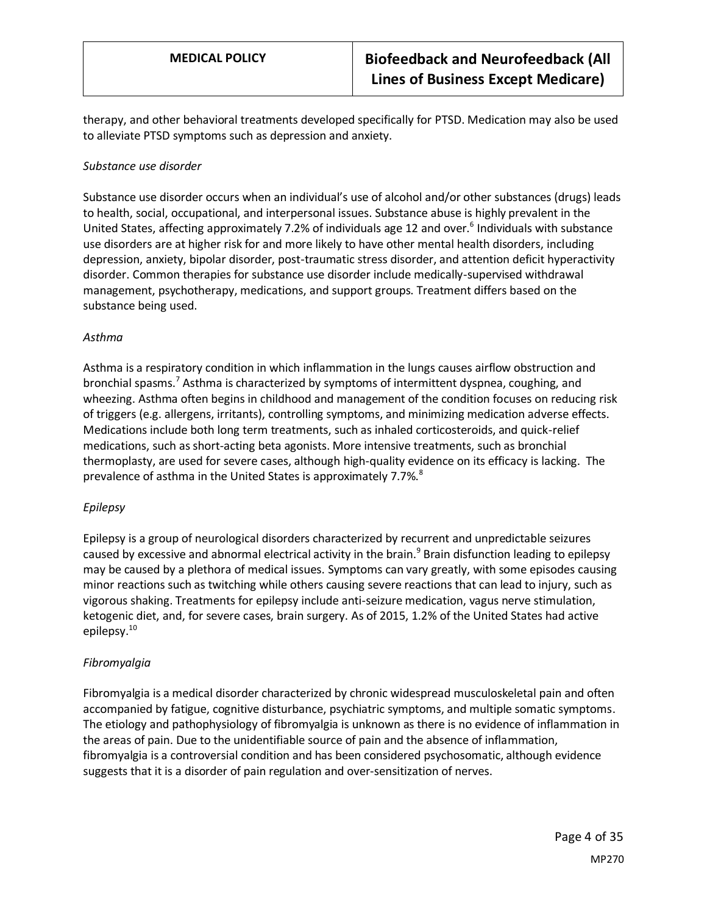therapy, and other behavioral treatments developed specifically for PTSD. Medication may also be used to alleviate PTSD symptoms such as depression and anxiety.

*Substance use disorder*

Substance use disorder occurs when an individual's use of alcohol and/or other substances (drugs) leads to health, social, occupational, and interpersonal issues. Substance abuse is highly prevalent in the United States, affecting approximately 7.2% of individuals age 12 and over.[6] Individuals with substance use disorders are at higher risk for and more likely to have other mental health disorders, including depression, anxiety, bipolar disorder, post-traumatic stress disorder, and attention deficit hyperactivity disorder. Common therapies for substance use disorder include medically-supervised withdrawal management, psychotherapy, medications, and support groups. Treatment differs based on the substance being used.

*Asthma*

Asthma is a respiratory condition in which inflammation in the lungs causes airflow obstruction and bronchial spasms.[7] Asthma is characterized by symptoms of intermittent dyspnea, coughing, and wheezing. Asthma often begins in childhood and management of the condition focuses on reducing risk of triggers (e.g. allergens, irritants), controlling symptoms, and minimizing medication adverse effects. Medications include both long term treatments, such as inhaled corticosteroids, and quick-relief medications, such as short-acting beta agonists. More intensive treatments, such as bronchial thermoplasty, are used for severe cases, although high-quality evidence on its efficacy is lacking. The prevalence of asthma in the United States is approximately 7.7%.[8]

*Epilepsy*

Epilepsy is a group of neurological disorders characterized by recurrent and unpredictable seizures caused by excessive and abnormal electrical activity in the brain.[9] Brain disfunction leading to epilepsy may be caused by a plethora of medical issues. Symptoms can vary greatly, with some episodes causing minor reactions such as twitching while others causing severe reactions that can lead to injury, such as vigorous shaking. Treatments for epilepsy include anti-seizure medication, vagus nerve stimulation, ketogenic diet, and, for severe cases, brain surgery. As of 2015, 1.2% of the United States had active epilepsy.[10]

*Fibromyalgia*

Fibromyalgia is a medical disorder characterized by chronic widespread musculoskeletal pain and often accompanied by fatigue, cognitive disturbance, psychiatric symptoms, and multiple somatic symptoms. The etiology and pathophysiology of fibromyalgia is unknown as there is no evidence of inflammation in the areas of pain. Due to the unidentifiable source of pain and the absence of inflammation, fibromyalgia is a controversial condition and has been considered psychosomatic, although evidence suggests that it is a disorder of pain regulation and over-sensitization of nerves.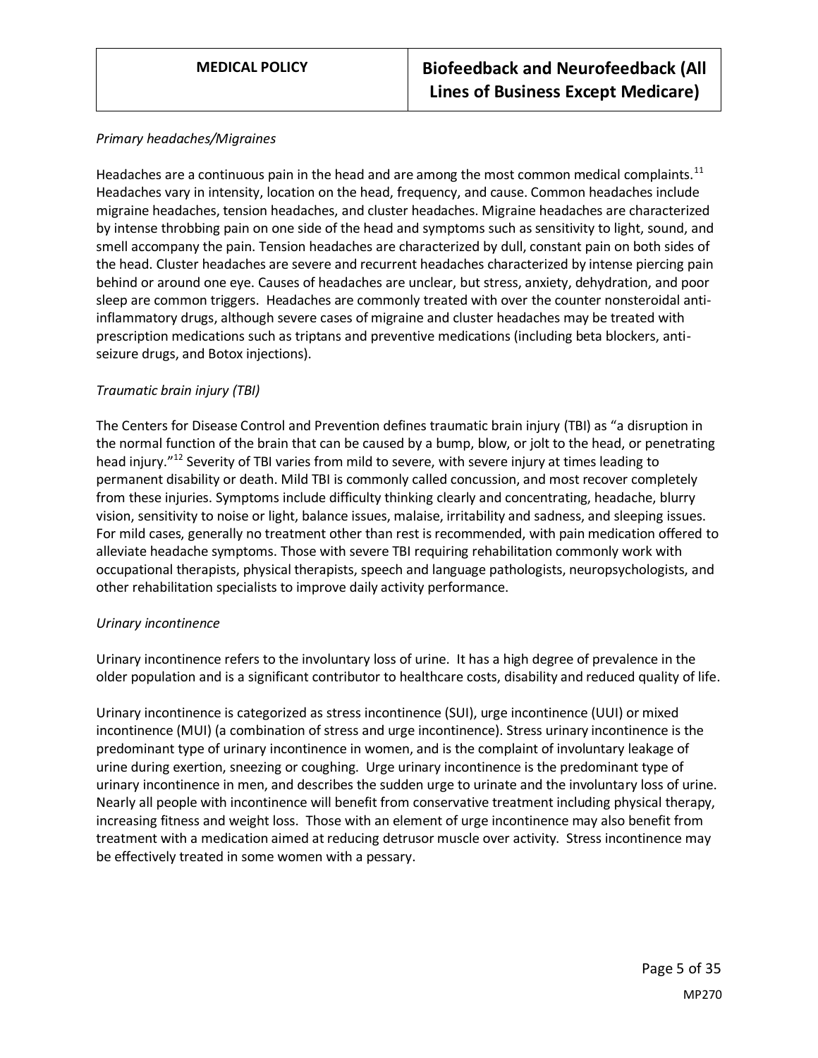*Primary headaches/Migraines*

Headaches are a continuous pain in the head and are among the most common medical complaints.[11] Headaches vary in intensity, location on the head, frequency, and cause. Common headaches include migraine headaches, tension headaches, and cluster headaches. Migraine headaches are characterized by intense throbbing pain on one side of the head and symptoms such as sensitivity to light, sound, and smell accompany the pain. Tension headaches are characterized by dull, constant pain on both sides of the head. Cluster headaches are severe and recurrent headaches characterized by intense piercing pain behind or around one eye. Causes of headaches are unclear, but stress, anxiety, dehydration, and poor sleep are common triggers. Headaches are commonly treated with over the counter nonsteroidal anti-inflammatory drugs, although severe cases of migraine and cluster headaches may be treated with prescription medications such as triptans and preventive medications (including beta blockers, anti-seizure drugs, and Botox injections).

*Traumatic brain injury (TBI)*

The Centers for Disease Control and Prevention defines traumatic brain injury (TBI) as "a disruption in the normal function of the brain that can be caused by a bump, blow, or jolt to the head, or penetrating head injury."[12] Severity of TBI varies from mild to severe, with severe injury at times leading to permanent disability or death. Mild TBI is commonly called concussion, and most recover completely from these injuries. Symptoms include difficulty thinking clearly and concentrating, headache, blurry vision, sensitivity to noise or light, balance issues, malaise, irritability and sadness, and sleeping issues. For mild cases, generally no treatment other than rest is recommended, with pain medication offered to alleviate headache symptoms. Those with severe TBI requiring rehabilitation commonly work with occupational therapists, physical therapists, speech and language pathologists, neuropsychologists, and other rehabilitation specialists to improve daily activity performance.

*Urinary incontinence*

Urinary incontinence refers to the involuntary loss of urine. It has a high degree of prevalence in the older population and is a significant contributor to healthcare costs, disability and reduced quality of life.

Urinary incontinence is categorized as stress incontinence (SUI), urge incontinence (UUI) or mixed incontinence (MUI) (a combination of stress and urge incontinence). Stress urinary incontinence is the predominant type of urinary incontinence in women, and is the complaint of involuntary leakage of urine during exertion, sneezing or coughing. Urge urinary incontinence is the predominant type of urinary incontinence in men, and describes the sudden urge to urinate and the involuntary loss of urine. Nearly all people with incontinence will benefit from conservative treatment including physical therapy, increasing fitness and weight loss. Those with an element of urge incontinence may also benefit from treatment with a medication aimed at reducing detrusor muscle over activity. Stress incontinence may be effectively treated in some women with a pessary.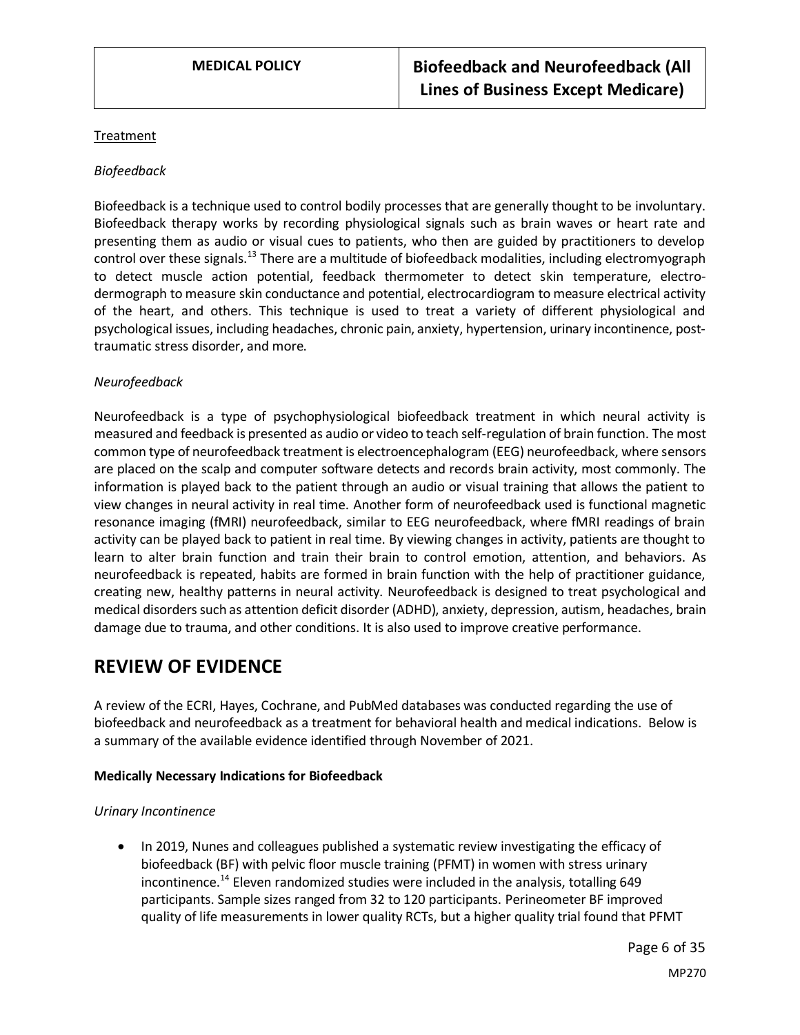Treatment

*Biofeedback*

Biofeedback is a technique used to control bodily processes that are generally thought to be involuntary. Biofeedback therapy works by recording physiological signals such as brain waves or heart rate and presenting them as audio or visual cues to patients, who then are guided by practitioners to develop control over these signals.[13] There are a multitude of biofeedback modalities, including electromyograph to detect muscle action potential, feedback thermometer to detect skin temperature, electrodermograph to measure skin conductance and potential, electrocardiogram to measure electrical activity of the heart, and others. This technique is used to treat a variety of different physiological and psychological issues, including headaches, chronic pain, anxiety, hypertension, urinary incontinence, post-traumatic stress disorder, and more.

*Neurofeedback*

Neurofeedback is a type of psychophysiological biofeedback treatment in which neural activity is measured and feedback is presented as audio or video to teach self-regulation of brain function. The most common type of neurofeedback treatment is electroencephalogram (EEG) neurofeedback, where sensors are placed on the scalp and computer software detects and records brain activity, most commonly. The information is played back to the patient through an audio or visual training that allows the patient to view changes in neural activity in real time. Another form of neurofeedback used is functional magnetic resonance imaging (fMRI) neurofeedback, similar to EEG neurofeedback, where fMRI readings of brain activity can be played back to patient in real time. By viewing changes in activity, patients are thought to learn to alter brain function and train their brain to control emotion, attention, and behaviors. As neurofeedback is repeated, habits are formed in brain function with the help of practitioner guidance, creating new, healthy patterns in neural activity. Neurofeedback is designed to treat psychological and medical disorders such as attention deficit disorder (ADHD), anxiety, depression, autism, headaches, brain damage due to trauma, and other conditions. It is also used to improve creative performance.

# REVIEW OF EVIDENCE

A review of the ECRI, Hayes, Cochrane, and PubMed databases was conducted regarding the use of biofeedback and neurofeedback as a treatment for behavioral health and medical indications. Below is a summary of the available evidence identified through November of 2021.

**Medically Necessary Indications for Biofeedback**

*Urinary Incontinence*

- In 2019, Nunes and colleagues published a systematic review investigating the efficacy of biofeedback (BF) with pelvic floor muscle training (PFMT) in women with stress urinary incontinence.[14] Eleven randomized studies were included in the analysis, totalling 649 participants. Sample sizes ranged from 32 to 120 participants. Perineometer BF improved quality of life measurements in lower quality RCTs, but a higher quality trial found that PFMT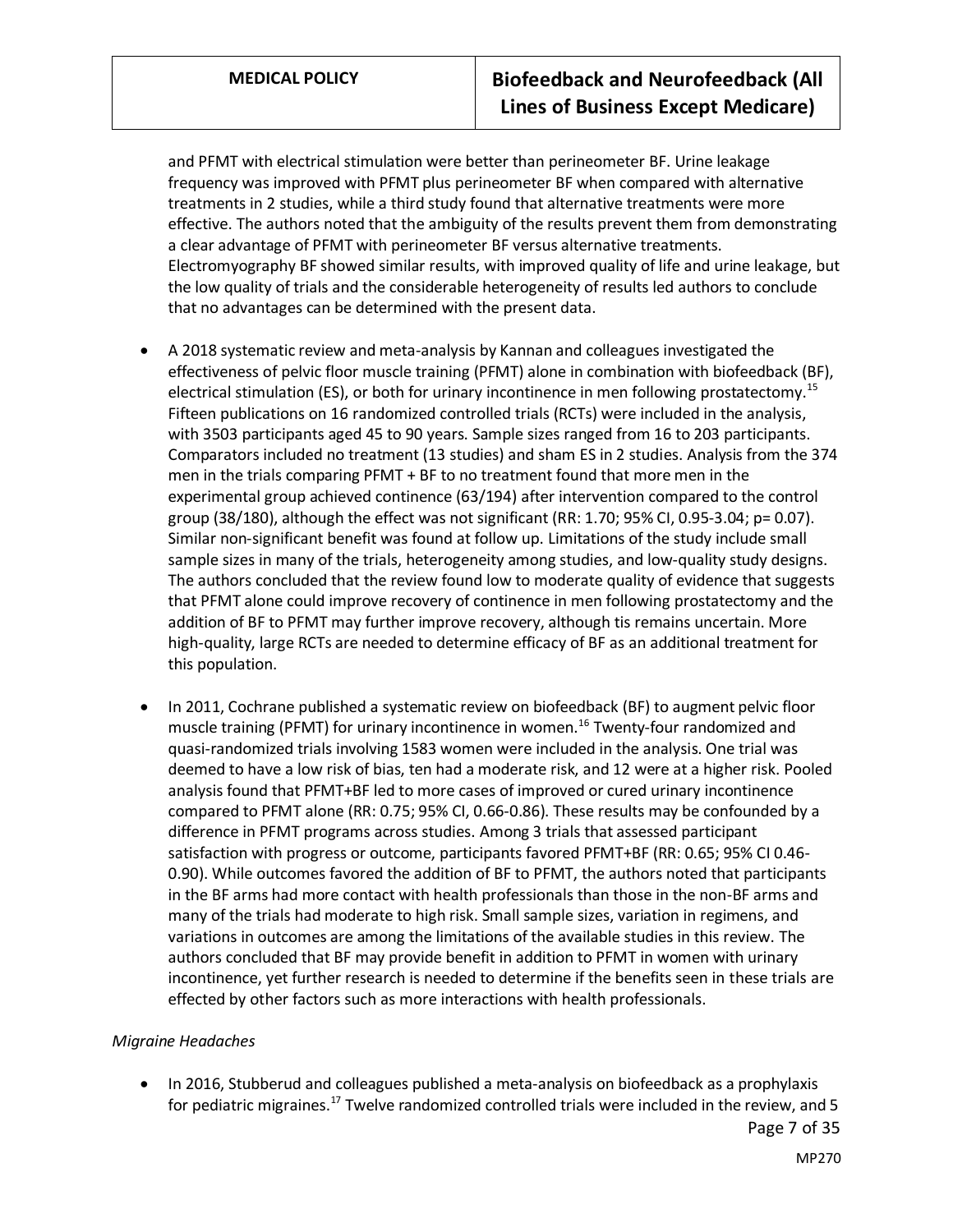and PFMT with electrical stimulation were better than perineometer BF. Urine leakage frequency was improved with PFMT plus perineometer BF when compared with alternative treatments in 2 studies, while a third study found that alternative treatments were more effective. The authors noted that the ambiguity of the results prevent them from demonstrating a clear advantage of PFMT with perineometer BF versus alternative treatments. Electromyography BF showed similar results, with improved quality of life and urine leakage, but the low quality of trials and the considerable heterogeneity of results led authors to conclude that no advantages can be determined with the present data.

- A 2018 systematic review and meta-analysis by Kannan and colleagues investigated the effectiveness of pelvic floor muscle training (PFMT) alone in combination with biofeedback (BF), electrical stimulation (ES), or both for urinary incontinence in men following prostatectomy.[15] Fifteen publications on 16 randomized controlled trials (RCTs) were included in the analysis, with 3503 participants aged 45 to 90 years. Sample sizes ranged from 16 to 203 participants. Comparators included no treatment (13 studies) and sham ES in 2 studies. Analysis from the 374 men in the trials comparing PFMT + BF to no treatment found that more men in the experimental group achieved continence (63/194) after intervention compared to the control group (38/180), although the effect was not significant (RR: 1.70; 95% CI, 0.95-3.04; p= 0.07). Similar non-significant benefit was found at follow up. Limitations of the study include small sample sizes in many of the trials, heterogeneity among studies, and low-quality study designs. The authors concluded that the review found low to moderate quality of evidence that suggests that PFMT alone could improve recovery of continence in men following prostatectomy and the addition of BF to PFMT may further improve recovery, although tis remains uncertain. More high-quality, large RCTs are needed to determine efficacy of BF as an additional treatment for this population.

- In 2011, Cochrane published a systematic review on biofeedback (BF) to augment pelvic floor muscle training (PFMT) for urinary incontinence in women.[16] Twenty-four randomized and quasi-randomized trials involving 1583 women were included in the analysis. One trial was deemed to have a low risk of bias, ten had a moderate risk, and 12 were at a higher risk. Pooled analysis found that PFMT+BF led to more cases of improved or cured urinary incontinence compared to PFMT alone (RR: 0.75; 95% CI, 0.66-0.86). These results may be confounded by a difference in PFMT programs across studies. Among 3 trials that assessed participant satisfaction with progress or outcome, participants favored PFMT+BF (RR: 0.65; 95% CI 0.46-0.90). While outcomes favored the addition of BF to PFMT, the authors noted that participants in the BF arms had more contact with health professionals than those in the non-BF arms and many of the trials had moderate to high risk. Small sample sizes, variation in regimens, and variations in outcomes are among the limitations of the available studies in this review. The authors concluded that BF may provide benefit in addition to PFMT in women with urinary incontinence, yet further research is needed to determine if the benefits seen in these trials are effected by other factors such as more interactions with health professionals.

*Migraine Headaches*

- In 2016, Stubberud and colleagues published a meta-analysis on biofeedback as a prophylaxis for pediatric migraines.[17] Twelve randomized controlled trials were included in the review, and 5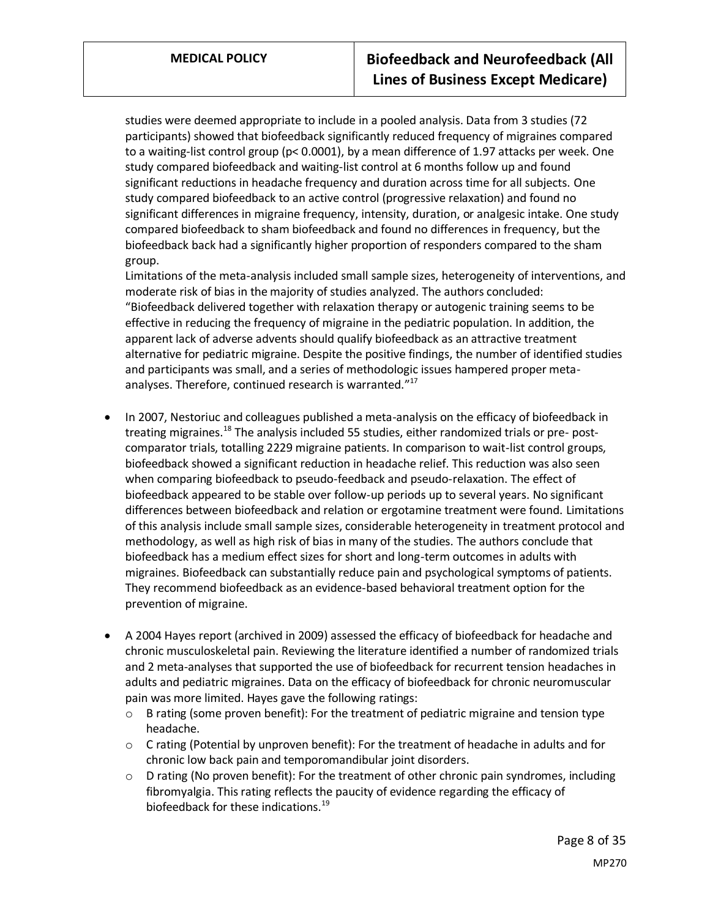studies were deemed appropriate to include in a pooled analysis. Data from 3 studies (72 participants) showed that biofeedback significantly reduced frequency of migraines compared to a waiting-list control group ($p< 0.0001$), by a mean difference of 1.97 attacks per week. One study compared biofeedback and waiting-list control at 6 months follow up and found significant reductions in headache frequency and duration across time for all subjects. One study compared biofeedback to an active control (progressive relaxation) and found no significant differences in migraine frequency, intensity, duration, or analgesic intake. One study compared biofeedback to sham biofeedback and found no differences in frequency, but the biofeedback back had a significantly higher proportion of responders compared to the sham group.

Limitations of the meta-analysis included small sample sizes, heterogeneity of interventions, and moderate risk of bias in the majority of studies analyzed. The authors concluded: "Biofeedback delivered together with relaxation therapy or autogenic training seems to be effective in reducing the frequency of migraine in the pediatric population. In addition, the apparent lack of adverse advents should qualify biofeedback as an attractive treatment alternative for pediatric migraine. Despite the positive findings, the number of identified studies and participants was small, and a series of methodologic issues hampered proper meta-analyses. Therefore, continued research is warranted."[17]

- In 2007, Nestoriuc and colleagues published a meta-analysis on the efficacy of biofeedback in treating migraines.[18] The analysis included 55 studies, either randomized trials or pre- post-comparator trials, totalling 2229 migraine patients. In comparison to wait-list control groups, biofeedback showed a significant reduction in headache relief. This reduction was also seen when comparing biofeedback to pseudo-feedback and pseudo-relaxation. The effect of biofeedback appeared to be stable over follow-up periods up to several years. No significant differences between biofeedback and relation or ergotamine treatment were found. Limitations of this analysis include small sample sizes, considerable heterogeneity in treatment protocol and methodology, as well as high risk of bias in many of the studies. The authors conclude that biofeedback has a medium effect sizes for short and long-term outcomes in adults with migraines. Biofeedback can substantially reduce pain and psychological symptoms of patients. They recommend biofeedback as an evidence-based behavioral treatment option for the prevention of migraine.

- A 2004 Hayes report (archived in 2009) assessed the efficacy of biofeedback for headache and chronic musculoskeletal pain. Reviewing the literature identified a number of randomized trials and 2 meta-analyses that supported the use of biofeedback for recurrent tension headaches in adults and pediatric migraines. Data on the efficacy of biofeedback for chronic neuromuscular pain was more limited. Hayes gave the following ratings:
  - B rating (some proven benefit): For the treatment of pediatric migraine and tension type headache.
  - C rating (Potential by unproven benefit): For the treatment of headache in adults and for chronic low back pain and temporomandibular joint disorders.
  - D rating (No proven benefit): For the treatment of other chronic pain syndromes, including fibromyalgia. This rating reflects the paucity of evidence regarding the efficacy of biofeedback for these indications.[19]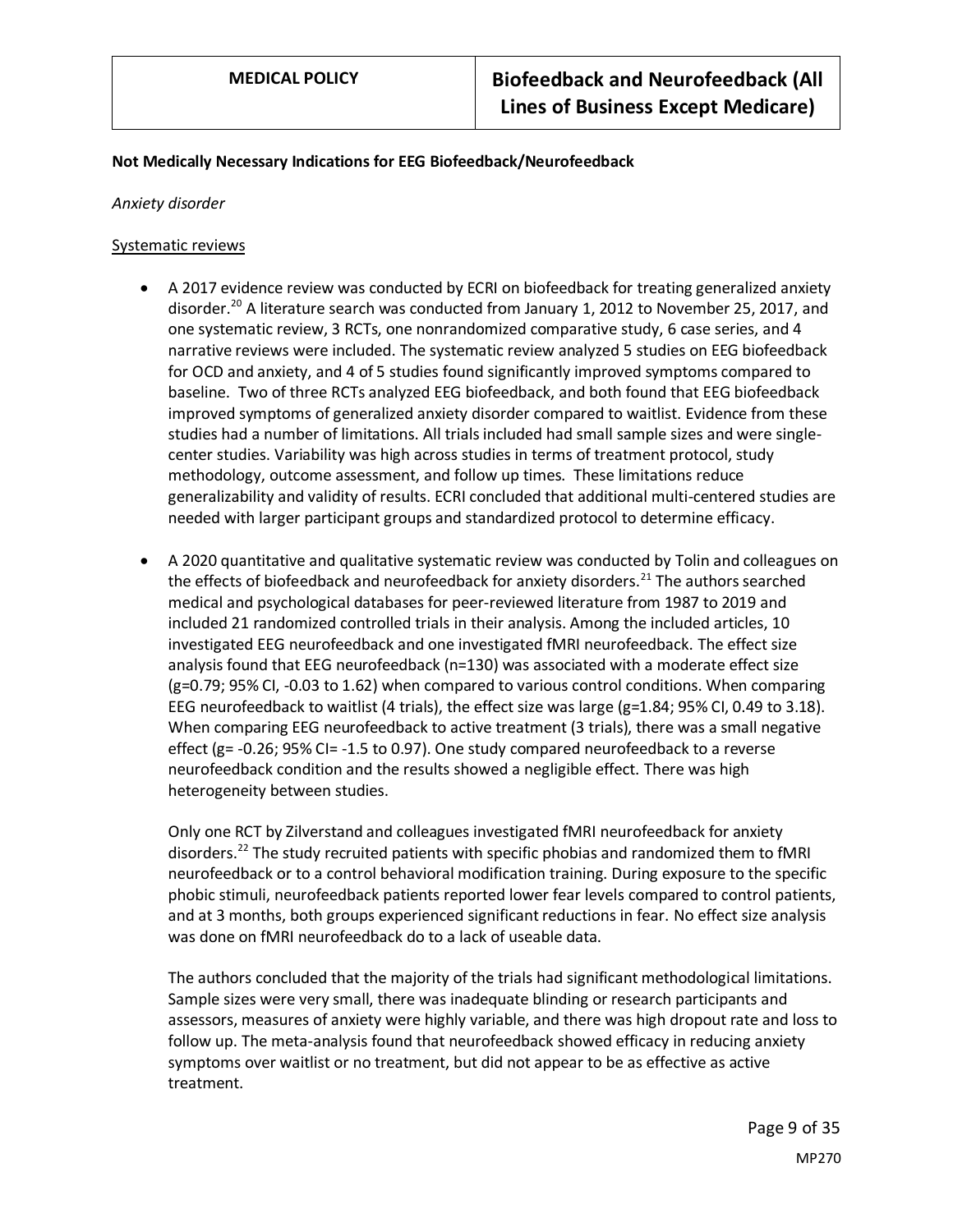**Not Medically Necessary Indications for EEG Biofeedback/Neurofeedback**

*Anxiety disorder*

Systematic reviews

- A 2017 evidence review was conducted by ECRI on biofeedback for treating generalized anxiety disorder.[20] A literature search was conducted from January 1, 2012 to November 25, 2017, and one systematic review, 3 RCTs, one nonrandomized comparative study, 6 case series, and 4 narrative reviews were included. The systematic review analyzed 5 studies on EEG biofeedback for OCD and anxiety, and 4 of 5 studies found significantly improved symptoms compared to baseline. Two of three RCTs analyzed EEG biofeedback, and both found that EEG biofeedback improved symptoms of generalized anxiety disorder compared to waitlist. Evidence from these studies had a number of limitations. All trials included had small sample sizes and were single-center studies. Variability was high across studies in terms of treatment protocol, study methodology, outcome assessment, and follow up times. These limitations reduce generalizability and validity of results. ECRI concluded that additional multi-centered studies are needed with larger participant groups and standardized protocol to determine efficacy.

- A 2020 quantitative and qualitative systematic review was conducted by Tolin and colleagues on the effects of biofeedback and neurofeedback for anxiety disorders.[21] The authors searched medical and psychological databases for peer-reviewed literature from 1987 to 2019 and included 21 randomized controlled trials in their analysis. Among the included articles, 10 investigated EEG neurofeedback and one investigated fMRI neurofeedback. The effect size analysis found that EEG neurofeedback (n=130) was associated with a moderate effect size (g=0.79; 95% CI, -0.03 to 1.62) when compared to various control conditions. When comparing EEG neurofeedback to waitlist (4 trials), the effect size was large (g=1.84; 95% CI, 0.49 to 3.18). When comparing EEG neurofeedback to active treatment (3 trials), there was a small negative effect (g= -0.26; 95% CI= -1.5 to 0.97). One study compared neurofeedback to a reverse neurofeedback condition and the results showed a negligible effect. There was high heterogeneity between studies.

  Only one RCT by Zilverstand and colleagues investigated fMRI neurofeedback for anxiety disorders.[22] The study recruited patients with specific phobias and randomized them to fMRI neurofeedback or to a control behavioral modification training. During exposure to the specific phobic stimuli, neurofeedback patients reported lower fear levels compared to control patients, and at 3 months, both groups experienced significant reductions in fear. No effect size analysis was done on fMRI neurofeedback do to a lack of useable data.

  The authors concluded that the majority of the trials had significant methodological limitations. Sample sizes were very small, there was inadequate blinding or research participants and assessors, measures of anxiety were highly variable, and there was high dropout rate and loss to follow up. The meta-analysis found that neurofeedback showed efficacy in reducing anxiety symptoms over waitlist or no treatment, but did not appear to be as effective as active treatment.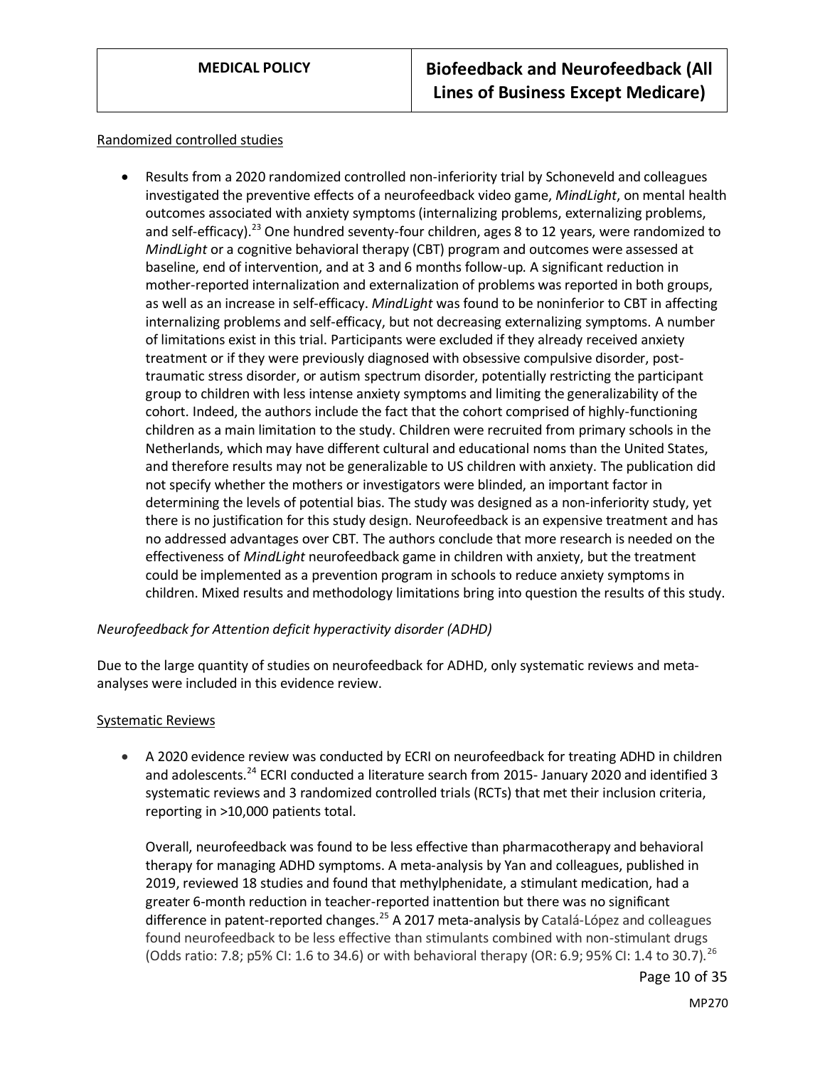Randomized controlled studies

- Results from a 2020 randomized controlled non-inferiority trial by Schoneveld and colleagues investigated the preventive effects of a neurofeedback video game, *MindLight*, on mental health outcomes associated with anxiety symptoms (internalizing problems, externalizing problems, and self-efficacy).[23] One hundred seventy-four children, ages 8 to 12 years, were randomized to *MindLight* or a cognitive behavioral therapy (CBT) program and outcomes were assessed at baseline, end of intervention, and at 3 and 6 months follow-up. A significant reduction in mother-reported internalization and externalization of problems was reported in both groups, as well as an increase in self-efficacy. *MindLight* was found to be noninferior to CBT in affecting internalizing problems and self-efficacy, but not decreasing externalizing symptoms. A number of limitations exist in this trial. Participants were excluded if they already received anxiety treatment or if they were previously diagnosed with obsessive compulsive disorder, post-traumatic stress disorder, or autism spectrum disorder, potentially restricting the participant group to children with less intense anxiety symptoms and limiting the generalizability of the cohort. Indeed, the authors include the fact that the cohort comprised of highly-functioning children as a main limitation to the study. Children were recruited from primary schools in the Netherlands, which may have different cultural and educational noms than the United States, and therefore results may not be generalizable to US children with anxiety. The publication did not specify whether the mothers or investigators were blinded, an important factor in determining the levels of potential bias. The study was designed as a non-inferiority study, yet there is no justification for this study design. Neurofeedback is an expensive treatment and has no addressed advantages over CBT. The authors conclude that more research is needed on the effectiveness of *MindLight* neurofeedback game in children with anxiety, but the treatment could be implemented as a prevention program in schools to reduce anxiety symptoms in children. Mixed results and methodology limitations bring into question the results of this study.

*Neurofeedback for Attention deficit hyperactivity disorder (ADHD)*

Due to the large quantity of studies on neurofeedback for ADHD, only systematic reviews and meta-analyses were included in this evidence review.

Systematic Reviews

- A 2020 evidence review was conducted by ECRI on neurofeedback for treating ADHD in children and adolescents.[24] ECRI conducted a literature search from 2015- January 2020 and identified 3 systematic reviews and 3 randomized controlled trials (RCTs) that met their inclusion criteria, reporting in >10,000 patients total.

  Overall, neurofeedback was found to be less effective than pharmacotherapy and behavioral therapy for managing ADHD symptoms. A meta-analysis by Yan and colleagues, published in 2019, reviewed 18 studies and found that methylphenidate, a stimulant medication, had a greater 6-month reduction in teacher-reported inattention but there was no significant difference in patent-reported changes.[25] A 2017 meta-analysis by Catalá-López and colleagues found neurofeedback to be less effective than stimulants combined with non-stimulant drugs (Odds ratio: 7.8; p5% CI: 1.6 to 34.6) or with behavioral therapy (OR: 6.9; 95% CI: 1.4 to 30.7).[26]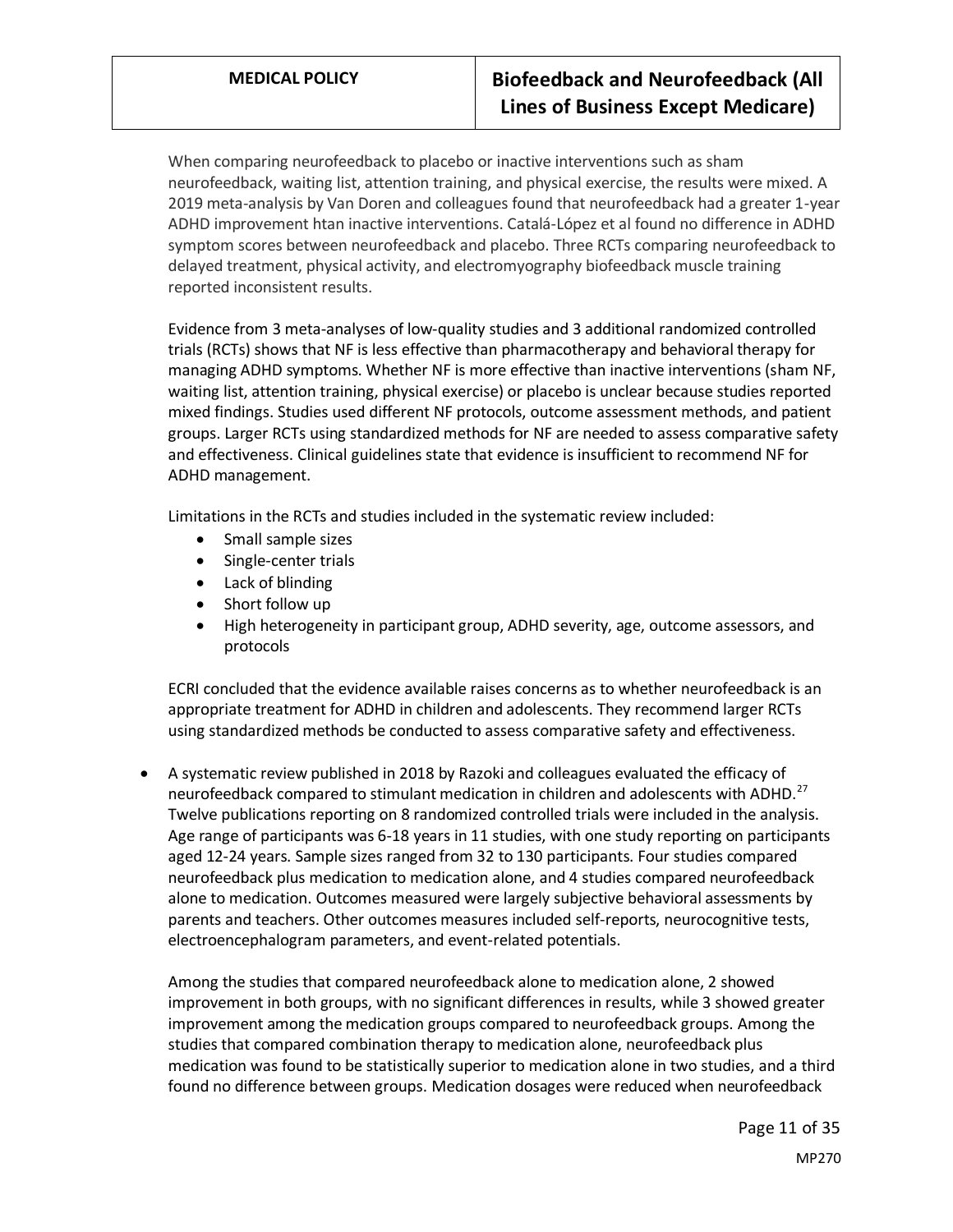When comparing neurofeedback to placebo or inactive interventions such as sham neurofeedback, waiting list, attention training, and physical exercise, the results were mixed. A 2019 meta-analysis by Van Doren and colleagues found that neurofeedback had a greater 1-year ADHD improvement htan inactive interventions. Catalá-López et al found no difference in ADHD symptom scores between neurofeedback and placebo. Three RCTs comparing neurofeedback to delayed treatment, physical activity, and electromyography biofeedback muscle training reported inconsistent results.

Evidence from 3 meta-analyses of low-quality studies and 3 additional randomized controlled trials (RCTs) shows that NF is less effective than pharmacotherapy and behavioral therapy for managing ADHD symptoms. Whether NF is more effective than inactive interventions (sham NF, waiting list, attention training, physical exercise) or placebo is unclear because studies reported mixed findings. Studies used different NF protocols, outcome assessment methods, and patient groups. Larger RCTs using standardized methods for NF are needed to assess comparative safety and effectiveness. Clinical guidelines state that evidence is insufficient to recommend NF for ADHD management.

Limitations in the RCTs and studies included in the systematic review included:

- Small sample sizes
- Single-center trials
- Lack of blinding
- Short follow up
- High heterogeneity in participant group, ADHD severity, age, outcome assessors, and protocols

ECRI concluded that the evidence available raises concerns as to whether neurofeedback is an appropriate treatment for ADHD in children and adolescents. They recommend larger RCTs using standardized methods be conducted to assess comparative safety and effectiveness.

- A systematic review published in 2018 by Razoki and colleagues evaluated the efficacy of neurofeedback compared to stimulant medication in children and adolescents with ADHD.[27] Twelve publications reporting on 8 randomized controlled trials were included in the analysis. Age range of participants was 6-18 years in 11 studies, with one study reporting on participants aged 12-24 years. Sample sizes ranged from 32 to 130 participants. Four studies compared neurofeedback plus medication to medication alone, and 4 studies compared neurofeedback alone to medication. Outcomes measured were largely subjective behavioral assessments by parents and teachers. Other outcomes measures included self-reports, neurocognitive tests, electroencephalogram parameters, and event-related potentials.

  Among the studies that compared neurofeedback alone to medication alone, 2 showed improvement in both groups, with no significant differences in results, while 3 showed greater improvement among the medication groups compared to neurofeedback groups. Among the studies that compared combination therapy to medication alone, neurofeedback plus medication was found to be statistically superior to medication alone in two studies, and a third found no difference between groups. Medication dosages were reduced when neurofeedback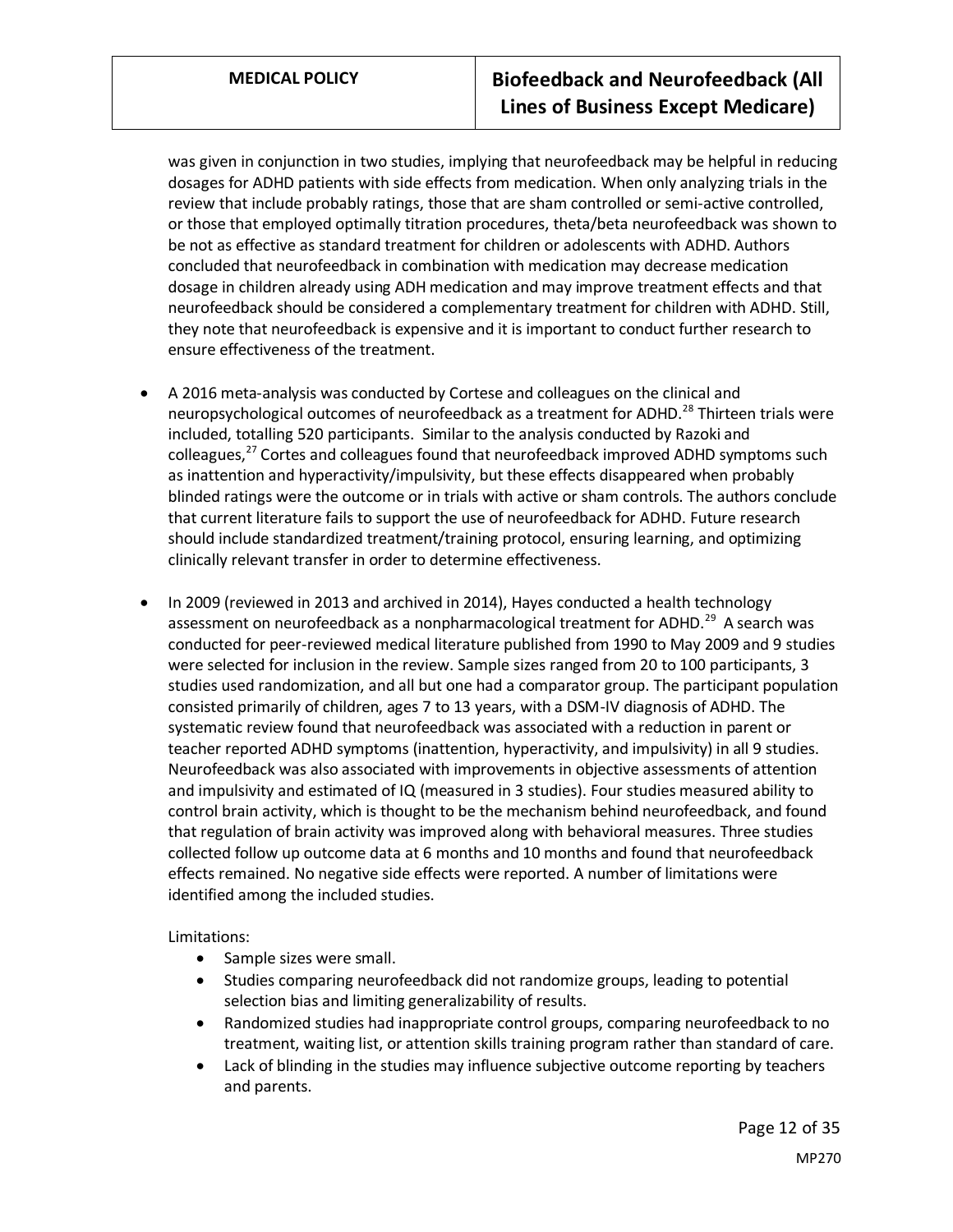was given in conjunction in two studies, implying that neurofeedback may be helpful in reducing dosages for ADHD patients with side effects from medication. When only analyzing trials in the review that include probably ratings, those that are sham controlled or semi-active controlled, or those that employed optimally titration procedures, theta/beta neurofeedback was shown to be not as effective as standard treatment for children or adolescents with ADHD. Authors concluded that neurofeedback in combination with medication may decrease medication dosage in children already using ADH medication and may improve treatment effects and that neurofeedback should be considered a complementary treatment for children with ADHD. Still, they note that neurofeedback is expensive and it is important to conduct further research to ensure effectiveness of the treatment.

- A 2016 meta-analysis was conducted by Cortese and colleagues on the clinical and neuropsychological outcomes of neurofeedback as a treatment for ADHD.[28] Thirteen trials were included, totalling 520 participants. Similar to the analysis conducted by Razoki and colleagues,[27] Cortes and colleagues found that neurofeedback improved ADHD symptoms such as inattention and hyperactivity/impulsivity, but these effects disappeared when probably blinded ratings were the outcome or in trials with active or sham controls. The authors conclude that current literature fails to support the use of neurofeedback for ADHD. Future research should include standardized treatment/training protocol, ensuring learning, and optimizing clinically relevant transfer in order to determine effectiveness.

- In 2009 (reviewed in 2013 and archived in 2014), Hayes conducted a health technology assessment on neurofeedback as a nonpharmacological treatment for ADHD.[29] A search was conducted for peer-reviewed medical literature published from 1990 to May 2009 and 9 studies were selected for inclusion in the review. Sample sizes ranged from 20 to 100 participants, 3 studies used randomization, and all but one had a comparator group. The participant population consisted primarily of children, ages 7 to 13 years, with a DSM-IV diagnosis of ADHD. The systematic review found that neurofeedback was associated with a reduction in parent or teacher reported ADHD symptoms (inattention, hyperactivity, and impulsivity) in all 9 studies. Neurofeedback was also associated with improvements in objective assessments of attention and impulsivity and estimated of IQ (measured in 3 studies). Four studies measured ability to control brain activity, which is thought to be the mechanism behind neurofeedback, and found that regulation of brain activity was improved along with behavioral measures. Three studies collected follow up outcome data at 6 months and 10 months and found that neurofeedback effects remained. No negative side effects were reported. A number of limitations were identified among the included studies.

  Limitations:
  - Sample sizes were small.
  - Studies comparing neurofeedback did not randomize groups, leading to potential selection bias and limiting generalizability of results.
  - Randomized studies had inappropriate control groups, comparing neurofeedback to no treatment, waiting list, or attention skills training program rather than standard of care.
  - Lack of blinding in the studies may influence subjective outcome reporting by teachers and parents.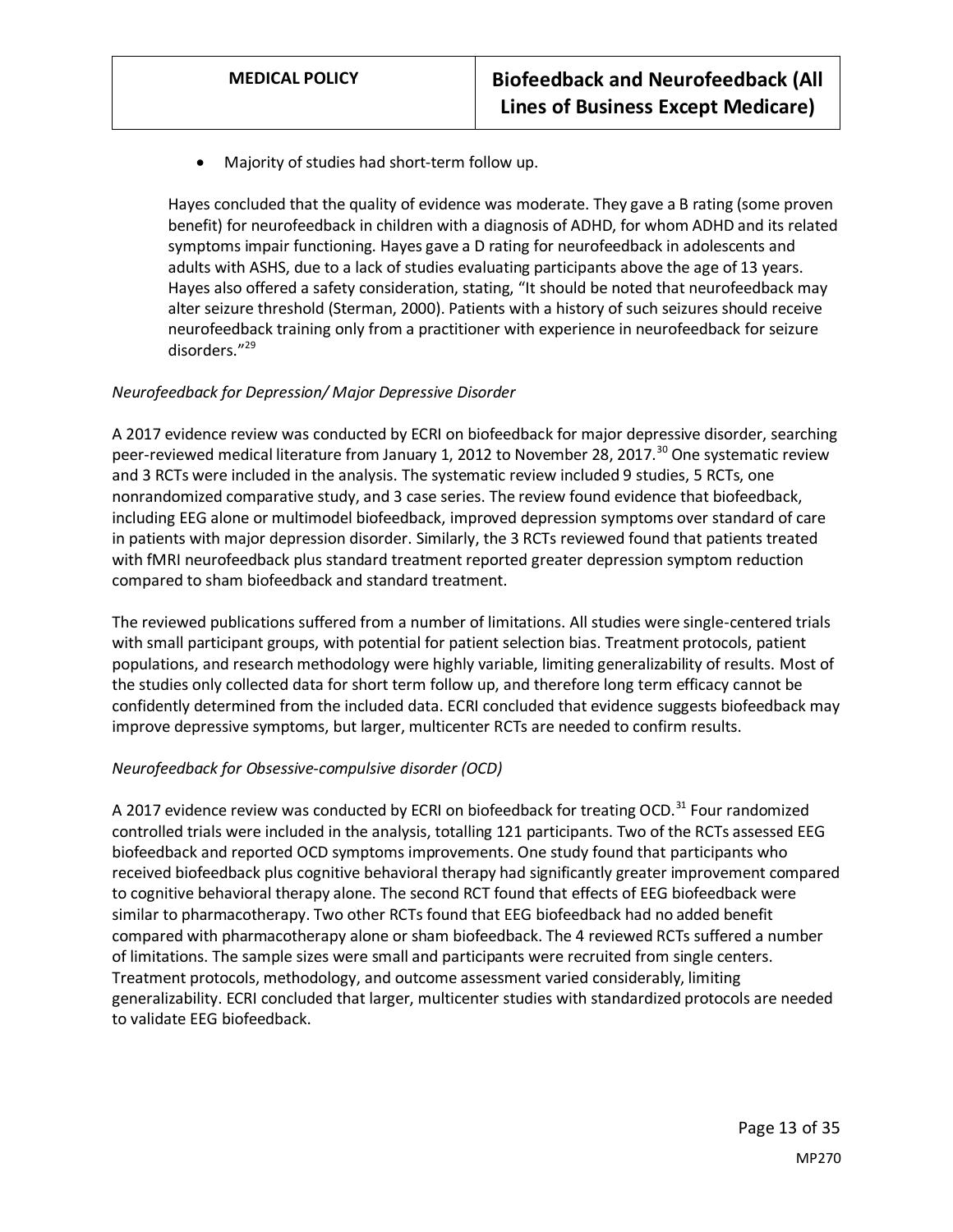- Majority of studies had short-term follow up.

Hayes concluded that the quality of evidence was moderate. They gave a B rating (some proven benefit) for neurofeedback in children with a diagnosis of ADHD, for whom ADHD and its related symptoms impair functioning. Hayes gave a D rating for neurofeedback in adolescents and adults with ASHS, due to a lack of studies evaluating participants above the age of 13 years. Hayes also offered a safety consideration, stating, "It should be noted that neurofeedback may alter seizure threshold (Sterman, 2000). Patients with a history of such seizures should receive neurofeedback training only from a practitioner with experience in neurofeedback for seizure disorders."[29]

*Neurofeedback for Depression/ Major Depressive Disorder*

A 2017 evidence review was conducted by ECRI on biofeedback for major depressive disorder, searching peer-reviewed medical literature from January 1, 2012 to November 28, 2017.[30] One systematic review and 3 RCTs were included in the analysis. The systematic review included 9 studies, 5 RCTs, one nonrandomized comparative study, and 3 case series. The review found evidence that biofeedback, including EEG alone or multimodel biofeedback, improved depression symptoms over standard of care in patients with major depression disorder. Similarly, the 3 RCTs reviewed found that patients treated with fMRI neurofeedback plus standard treatment reported greater depression symptom reduction compared to sham biofeedback and standard treatment.

The reviewed publications suffered from a number of limitations. All studies were single-centered trials with small participant groups, with potential for patient selection bias. Treatment protocols, patient populations, and research methodology were highly variable, limiting generalizability of results. Most of the studies only collected data for short term follow up, and therefore long term efficacy cannot be confidently determined from the included data. ECRI concluded that evidence suggests biofeedback may improve depressive symptoms, but larger, multicenter RCTs are needed to confirm results.

*Neurofeedback for Obsessive-compulsive disorder (OCD)*

A 2017 evidence review was conducted by ECRI on biofeedback for treating OCD.[31] Four randomized controlled trials were included in the analysis, totalling 121 participants. Two of the RCTs assessed EEG biofeedback and reported OCD symptoms improvements. One study found that participants who received biofeedback plus cognitive behavioral therapy had significantly greater improvement compared to cognitive behavioral therapy alone. The second RCT found that effects of EEG biofeedback were similar to pharmacotherapy. Two other RCTs found that EEG biofeedback had no added benefit compared with pharmacotherapy alone or sham biofeedback. The 4 reviewed RCTs suffered a number of limitations. The sample sizes were small and participants were recruited from single centers. Treatment protocols, methodology, and outcome assessment varied considerably, limiting generalizability. ECRI concluded that larger, multicenter studies with standardized protocols are needed to validate EEG biofeedback.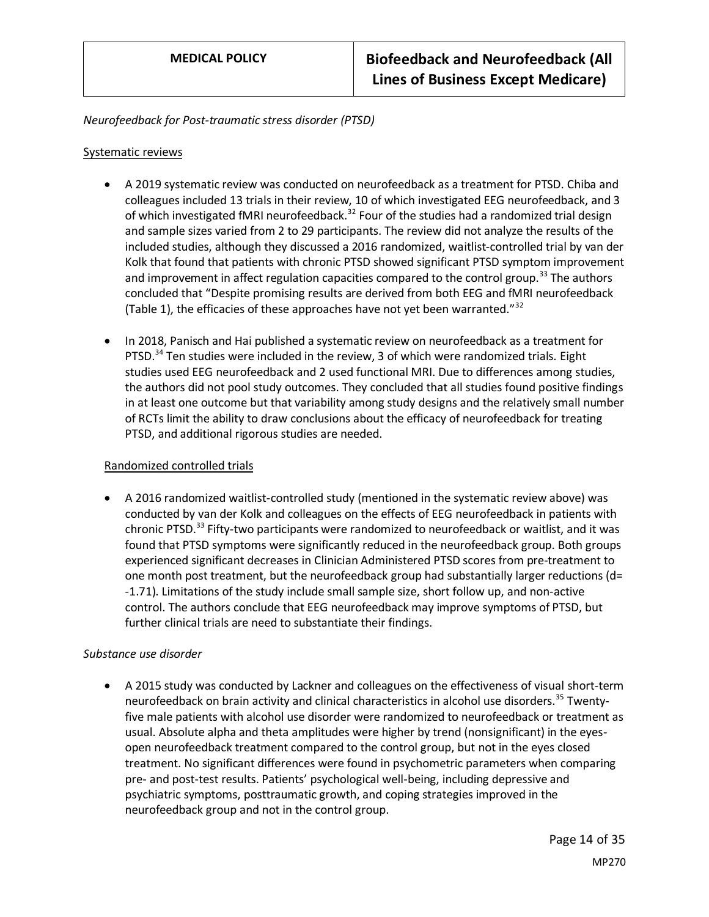*Neurofeedback for Post-traumatic stress disorder (PTSD)*

Systematic reviews

- A 2019 systematic review was conducted on neurofeedback as a treatment for PTSD. Chiba and colleagues included 13 trials in their review, 10 of which investigated EEG neurofeedback, and 3 of which investigated fMRI neurofeedback.[32] Four of the studies had a randomized trial design and sample sizes varied from 2 to 29 participants. The review did not analyze the results of the included studies, although they discussed a 2016 randomized, waitlist-controlled trial by van der Kolk that found that patients with chronic PTSD showed significant PTSD symptom improvement and improvement in affect regulation capacities compared to the control group.[33] The authors concluded that "Despite promising results are derived from both EEG and fMRI neurofeedback (Table 1), the efficacies of these approaches have not yet been warranted."[32]

- In 2018, Panisch and Hai published a systematic review on neurofeedback as a treatment for PTSD.[34] Ten studies were included in the review, 3 of which were randomized trials. Eight studies used EEG neurofeedback and 2 used functional MRI. Due to differences among studies, the authors did not pool study outcomes. They concluded that all studies found positive findings in at least one outcome but that variability among study designs and the relatively small number of RCTs limit the ability to draw conclusions about the efficacy of neurofeedback for treating PTSD, and additional rigorous studies are needed.

Randomized controlled trials

- A 2016 randomized waitlist-controlled study (mentioned in the systematic review above) was conducted by van der Kolk and colleagues on the effects of EEG neurofeedback in patients with chronic PTSD.[33] Fifty-two participants were randomized to neurofeedback or waitlist, and it was found that PTSD symptoms were significantly reduced in the neurofeedback group. Both groups experienced significant decreases in Clinician Administered PTSD scores from pre-treatment to one month post treatment, but the neurofeedback group had substantially larger reductions (d= -1.71). Limitations of the study include small sample size, short follow up, and non-active control. The authors conclude that EEG neurofeedback may improve symptoms of PTSD, but further clinical trials are need to substantiate their findings.

*Substance use disorder*

- A 2015 study was conducted by Lackner and colleagues on the effectiveness of visual short-term neurofeedback on brain activity and clinical characteristics in alcohol use disorders.[35] Twenty-five male patients with alcohol use disorder were randomized to neurofeedback or treatment as usual. Absolute alpha and theta amplitudes were higher by trend (nonsignificant) in the eyes-open neurofeedback treatment compared to the control group, but not in the eyes closed treatment. No significant differences were found in psychometric parameters when comparing pre- and post-test results. Patients' psychological well-being, including depressive and psychiatric symptoms, posttraumatic growth, and coping strategies improved in the neurofeedback group and not in the control group.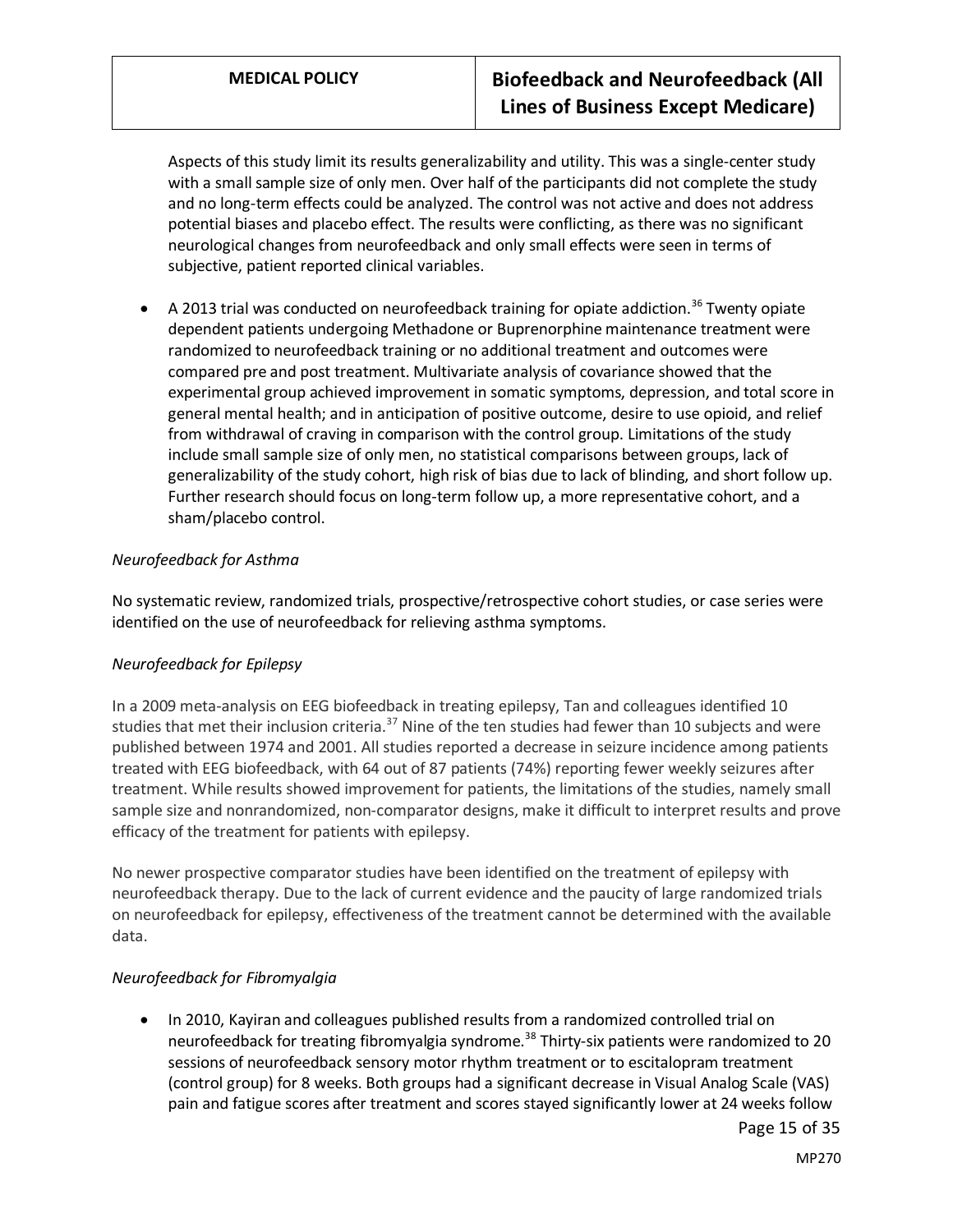Aspects of this study limit its results generalizability and utility. This was a single-center study with a small sample size of only men. Over half of the participants did not complete the study and no long-term effects could be analyzed. The control was not active and does not address potential biases and placebo effect. The results were conflicting, as there was no significant neurological changes from neurofeedback and only small effects were seen in terms of subjective, patient reported clinical variables.

- A 2013 trial was conducted on neurofeedback training for opiate addiction.[36] Twenty opiate dependent patients undergoing Methadone or Buprenorphine maintenance treatment were randomized to neurofeedback training or no additional treatment and outcomes were compared pre and post treatment. Multivariate analysis of covariance showed that the experimental group achieved improvement in somatic symptoms, depression, and total score in general mental health; and in anticipation of positive outcome, desire to use opioid, and relief from withdrawal of craving in comparison with the control group. Limitations of the study include small sample size of only men, no statistical comparisons between groups, lack of generalizability of the study cohort, high risk of bias due to lack of blinding, and short follow up. Further research should focus on long-term follow up, a more representative cohort, and a sham/placebo control.

*Neurofeedback for Asthma*

No systematic review, randomized trials, prospective/retrospective cohort studies, or case series were identified on the use of neurofeedback for relieving asthma symptoms.

*Neurofeedback for Epilepsy*

In a 2009 meta-analysis on EEG biofeedback in treating epilepsy, Tan and colleagues identified 10 studies that met their inclusion criteria.[37] Nine of the ten studies had fewer than 10 subjects and were published between 1974 and 2001. All studies reported a decrease in seizure incidence among patients treated with EEG biofeedback, with 64 out of 87 patients (74%) reporting fewer weekly seizures after treatment. While results showed improvement for patients, the limitations of the studies, namely small sample size and nonrandomized, non-comparator designs, make it difficult to interpret results and prove efficacy of the treatment for patients with epilepsy.

No newer prospective comparator studies have been identified on the treatment of epilepsy with neurofeedback therapy. Due to the lack of current evidence and the paucity of large randomized trials on neurofeedback for epilepsy, effectiveness of the treatment cannot be determined with the available data.

*Neurofeedback for Fibromyalgia*

- In 2010, Kayiran and colleagues published results from a randomized controlled trial on neurofeedback for treating fibromyalgia syndrome.[38] Thirty-six patients were randomized to 20 sessions of neurofeedback sensory motor rhythm treatment or to escitalopram treatment (control group) for 8 weeks. Both groups had a significant decrease in Visual Analog Scale (VAS) pain and fatigue scores after treatment and scores stayed significantly lower at 24 weeks follow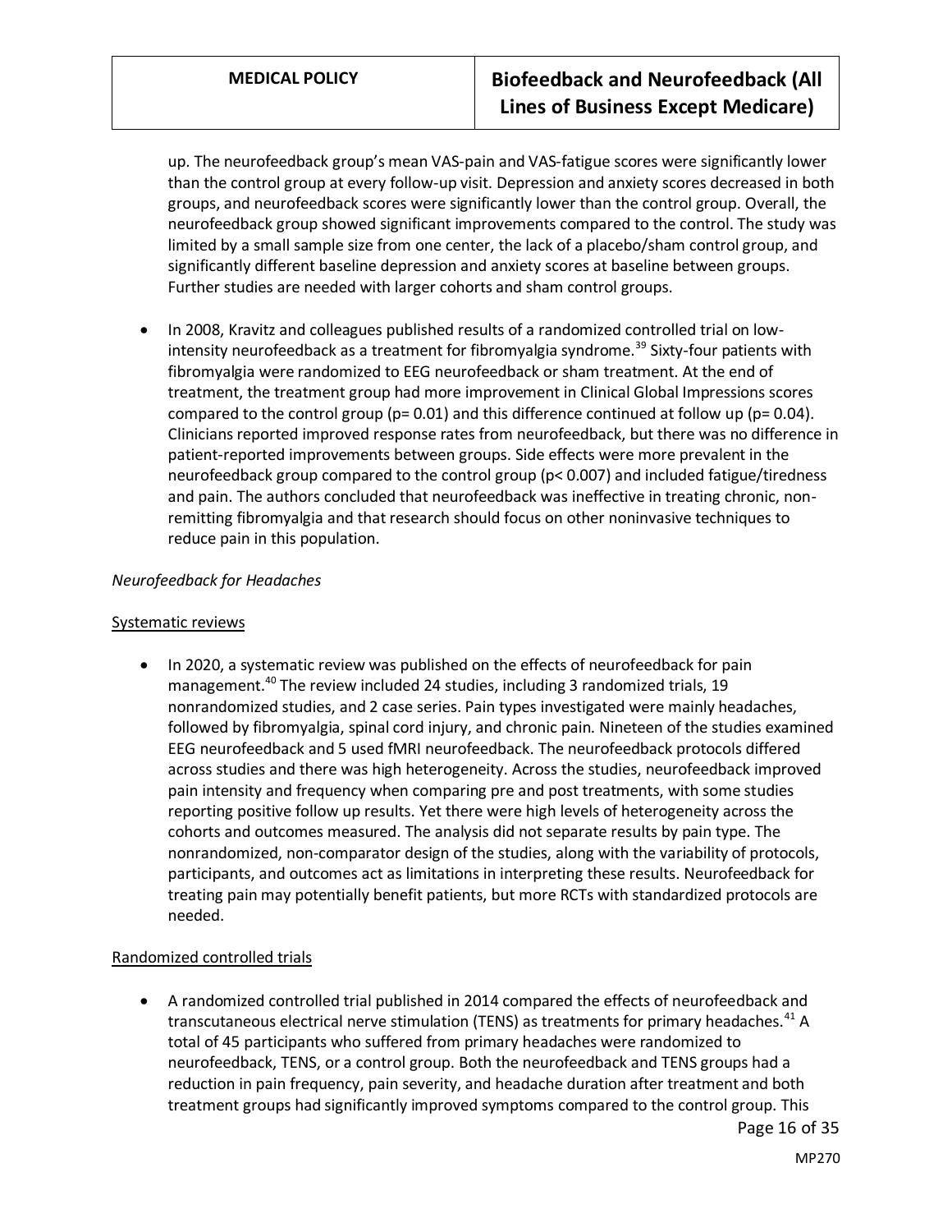up. The neurofeedback group's mean VAS-pain and VAS-fatigue scores were significantly lower than the control group at every follow-up visit. Depression and anxiety scores decreased in both groups, and neurofeedback scores were significantly lower than the control group. Overall, the neurofeedback group showed significant improvements compared to the control. The study was limited by a small sample size from one center, the lack of a placebo/sham control group, and significantly different baseline depression and anxiety scores at baseline between groups. Further studies are needed with larger cohorts and sham control groups.

- In 2008, Kravitz and colleagues published results of a randomized controlled trial on low-intensity neurofeedback as a treatment for fibromyalgia syndrome.[39] Sixty-four patients with fibromyalgia were randomized to EEG neurofeedback or sham treatment. At the end of treatment, the treatment group had more improvement in Clinical Global Impressions scores compared to the control group ($p = 0.01$) and this difference continued at follow up ($p = 0.04$). Clinicians reported improved response rates from neurofeedback, but there was no difference in patient-reported improvements between groups. Side effects were more prevalent in the neurofeedback group compared to the control group ($p < 0.007$) and included fatigue/tiredness and pain. The authors concluded that neurofeedback was ineffective in treating chronic, non-remitting fibromyalgia and that research should focus on other noninvasive techniques to reduce pain in this population.

*Neurofeedback for Headaches*

<u>Systematic reviews</u>

- In 2020, a systematic review was published on the effects of neurofeedback for pain management.[40] The review included 24 studies, including 3 randomized trials, 19 nonrandomized studies, and 2 case series. Pain types investigated were mainly headaches, followed by fibromyalgia, spinal cord injury, and chronic pain. Nineteen of the studies examined EEG neurofeedback and 5 used fMRI neurofeedback. The neurofeedback protocols differed across studies and there was high heterogeneity. Across the studies, neurofeedback improved pain intensity and frequency when comparing pre and post treatments, with some studies reporting positive follow up results. Yet there were high levels of heterogeneity across the cohorts and outcomes measured. The analysis did not separate results by pain type. The nonrandomized, non-comparator design of the studies, along with the variability of protocols, participants, and outcomes act as limitations in interpreting these results. Neurofeedback for treating pain may potentially benefit patients, but more RCTs with standardized protocols are needed.

<u>Randomized controlled trials</u>

- A randomized controlled trial published in 2014 compared the effects of neurofeedback and transcutaneous electrical nerve stimulation (TENS) as treatments for primary headaches.[41] A total of 45 participants who suffered from primary headaches were randomized to neurofeedback, TENS, or a control group. Both the neurofeedback and TENS groups had a reduction in pain frequency, pain severity, and headache duration after treatment and both treatment groups had significantly improved symptoms compared to the control group. This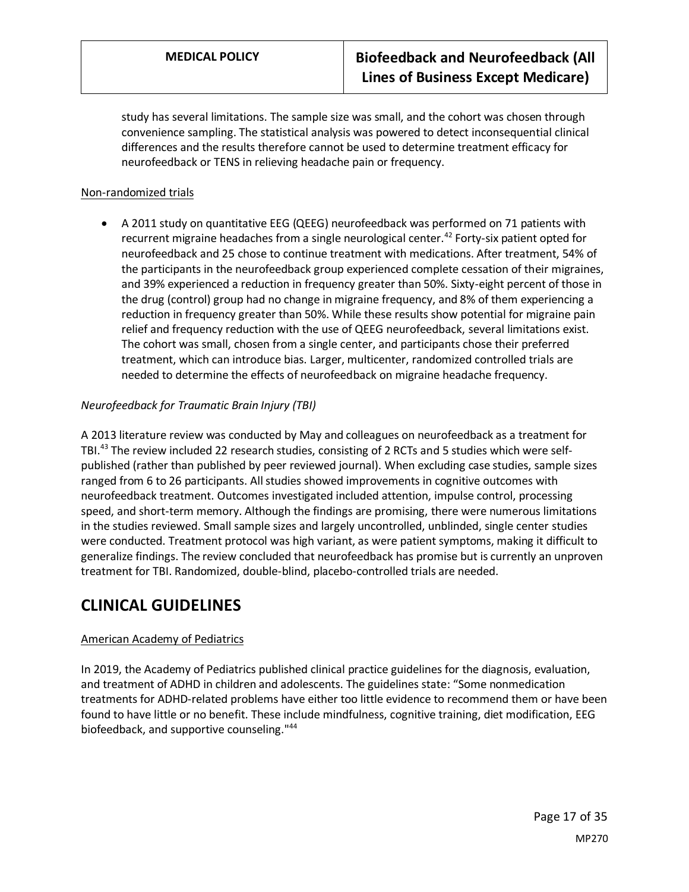study has several limitations. The sample size was small, and the cohort was chosen through convenience sampling. The statistical analysis was powered to detect inconsequential clinical differences and the results therefore cannot be used to determine treatment efficacy for neurofeedback or TENS in relieving headache pain or frequency.

Non-randomized trials

- A 2011 study on quantitative EEG (QEEG) neurofeedback was performed on 71 patients with recurrent migraine headaches from a single neurological center.[42] Forty-six patient opted for neurofeedback and 25 chose to continue treatment with medications. After treatment, 54% of the participants in the neurofeedback group experienced complete cessation of their migraines, and 39% experienced a reduction in frequency greater than 50%. Sixty-eight percent of those in the drug (control) group had no change in migraine frequency, and 8% of them experiencing a reduction in frequency greater than 50%. While these results show potential for migraine pain relief and frequency reduction with the use of QEEG neurofeedback, several limitations exist. The cohort was small, chosen from a single center, and participants chose their preferred treatment, which can introduce bias. Larger, multicenter, randomized controlled trials are needed to determine the effects of neurofeedback on migraine headache frequency.

*Neurofeedback for Traumatic Brain Injury (TBI)*

A 2013 literature review was conducted by May and colleagues on neurofeedback as a treatment for TBI.[43] The review included 22 research studies, consisting of 2 RCTs and 5 studies which were self-published (rather than published by peer reviewed journal). When excluding case studies, sample sizes ranged from 6 to 26 participants. All studies showed improvements in cognitive outcomes with neurofeedback treatment. Outcomes investigated included attention, impulse control, processing speed, and short-term memory. Although the findings are promising, there were numerous limitations in the studies reviewed. Small sample sizes and largely uncontrolled, unblinded, single center studies were conducted. Treatment protocol was high variant, as were patient symptoms, making it difficult to generalize findings. The review concluded that neurofeedback has promise but is currently an unproven treatment for TBI. Randomized, double-blind, placebo-controlled trials are needed.

## CLINICAL GUIDELINES

American Academy of Pediatrics

In 2019, the Academy of Pediatrics published clinical practice guidelines for the diagnosis, evaluation, and treatment of ADHD in children and adolescents. The guidelines state: “Some nonmedication treatments for ADHD-related problems have either too little evidence to recommend them or have been found to have little or no benefit. These include mindfulness, cognitive training, diet modification, EEG biofeedback, and supportive counseling."[44]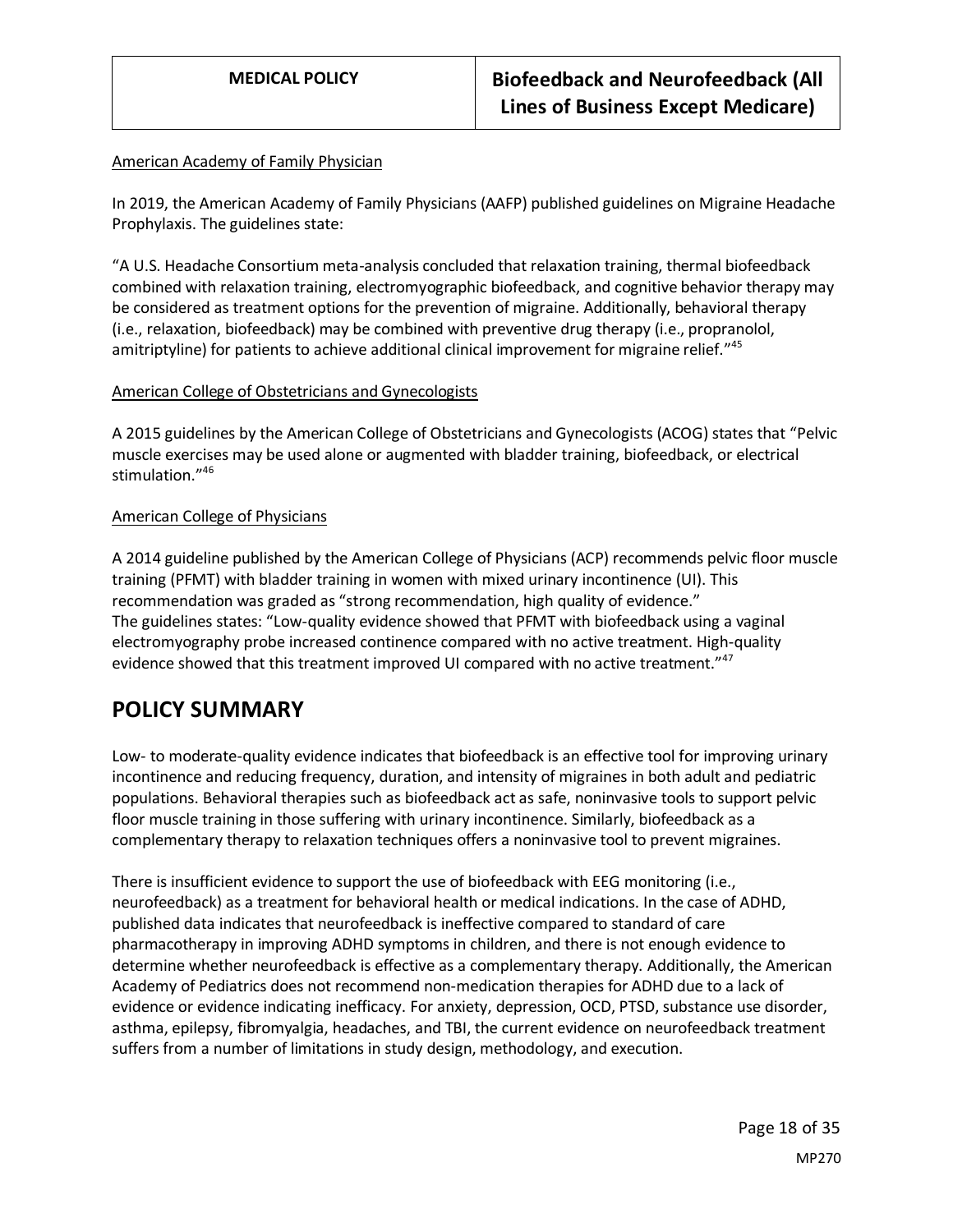American Academy of Family Physician

In 2019, the American Academy of Family Physicians (AAFP) published guidelines on Migraine Headache Prophylaxis. The guidelines state:

"A U.S. Headache Consortium meta-analysis concluded that relaxation training, thermal biofeedback combined with relaxation training, electromyographic biofeedback, and cognitive behavior therapy may be considered as treatment options for the prevention of migraine. Additionally, behavioral therapy (i.e., relaxation, biofeedback) may be combined with preventive drug therapy (i.e., propranolol, amitriptyline) for patients to achieve additional clinical improvement for migraine relief."[45]

American College of Obstetricians and Gynecologists

A 2015 guidelines by the American College of Obstetricians and Gynecologists (ACOG) states that "Pelvic muscle exercises may be used alone or augmented with bladder training, biofeedback, or electrical stimulation."[46]

American College of Physicians

A 2014 guideline published by the American College of Physicians (ACP) recommends pelvic floor muscle training (PFMT) with bladder training in women with mixed urinary incontinence (UI). This recommendation was graded as "strong recommendation, high quality of evidence."
The guidelines states: "Low-quality evidence showed that PFMT with biofeedback using a vaginal electromyography probe increased continence compared with no active treatment. High-quality evidence showed that this treatment improved UI compared with no active treatment."[47]

# POLICY SUMMARY

Low- to moderate-quality evidence indicates that biofeedback is an effective tool for improving urinary incontinence and reducing frequency, duration, and intensity of migraines in both adult and pediatric populations. Behavioral therapies such as biofeedback act as safe, noninvasive tools to support pelvic floor muscle training in those suffering with urinary incontinence. Similarly, biofeedback as a complementary therapy to relaxation techniques offers a noninvasive tool to prevent migraines.

There is insufficient evidence to support the use of biofeedback with EEG monitoring (i.e., neurofeedback) as a treatment for behavioral health or medical indications. In the case of ADHD, published data indicates that neurofeedback is ineffective compared to standard of care pharmacotherapy in improving ADHD symptoms in children, and there is not enough evidence to determine whether neurofeedback is effective as a complementary therapy. Additionally, the American Academy of Pediatrics does not recommend non-medication therapies for ADHD due to a lack of evidence or evidence indicating inefficacy. For anxiety, depression, OCD, PTSD, substance use disorder, asthma, epilepsy, fibromyalgia, headaches, and TBI, the current evidence on neurofeedback treatment suffers from a number of limitations in study design, methodology, and execution.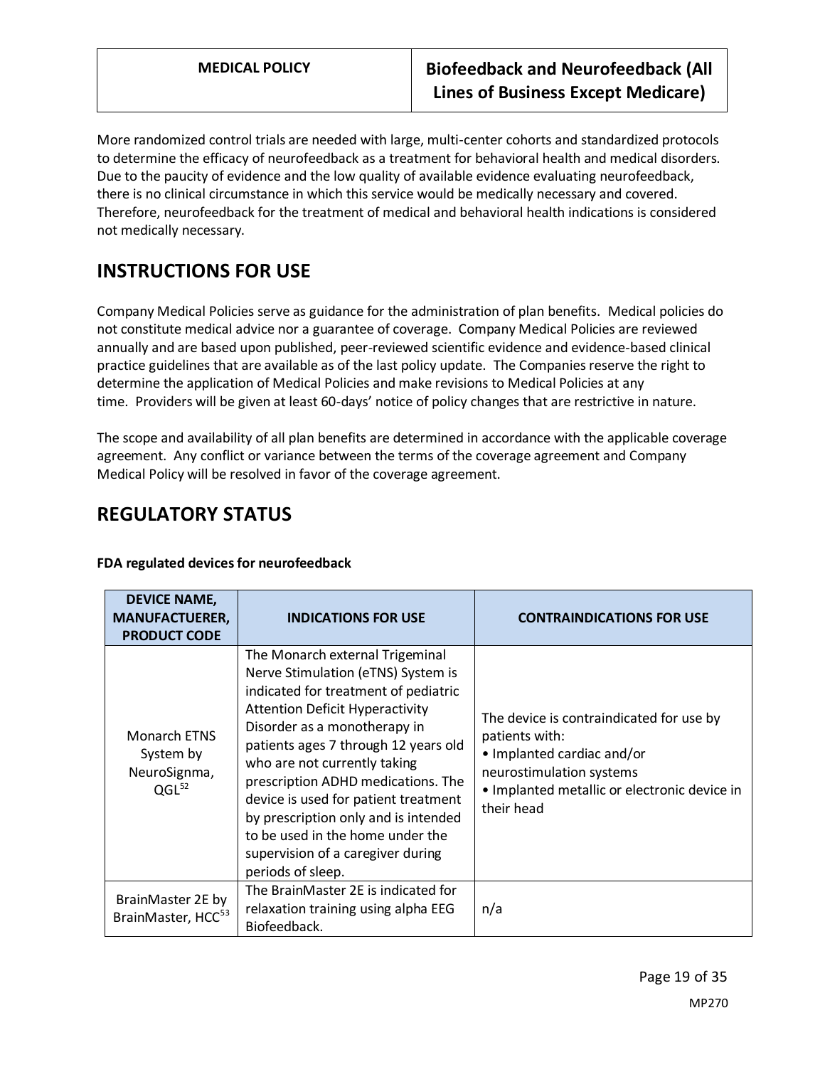More randomized control trials are needed with large, multi-center cohorts and standardized protocols to determine the efficacy of neurofeedback as a treatment for behavioral health and medical disorders. Due to the paucity of evidence and the low quality of available evidence evaluating neurofeedback, there is no clinical circumstance in which this service would be medically necessary and covered. Therefore, neurofeedback for the treatment of medical and behavioral health indications is considered not medically necessary.

## INSTRUCTIONS FOR USE

Company Medical Policies serve as guidance for the administration of plan benefits. Medical policies do not constitute medical advice nor a guarantee of coverage. Company Medical Policies are reviewed annually and are based upon published, peer-reviewed scientific evidence and evidence-based clinical practice guidelines that are available as of the last policy update. The Companies reserve the right to determine the application of Medical Policies and make revisions to Medical Policies at any time. Providers will be given at least 60-days' notice of policy changes that are restrictive in nature.

The scope and availability of all plan benefits are determined in accordance with the applicable coverage agreement. Any conflict or variance between the terms of the coverage agreement and Company Medical Policy will be resolved in favor of the coverage agreement.

## REGULATORY STATUS

**FDA regulated devices for neurofeedback**

| DEVICE NAME, MANUFACTUERER, PRODUCT CODE | INDICATIONS FOR USE | CONTRAINDICATIONS FOR USE |
|---|---|---|
| Monarch ETNS System by NeuroSigma, QGL[52] | The Monarch external Trigeminal Nerve Stimulation (eTNS) System is indicated for treatment of pediatric Attention Deficit Hyperactivity Disorder as a monotherapy in patients ages 7 through 12 years old who are not currently taking prescription ADHD medications. The device is used for patient treatment by prescription only and is intended to be used in the home under the supervision of a caregiver during periods of sleep. | The device is contraindicated for use by patients with: • Implanted cardiac and/or neurostimulation systems • Implanted metallic or electronic device in their head |
| BrainMaster 2E by BrainMaster, HCC[53] | The BrainMaster 2E is indicated for relaxation training using alpha EEG Biofeedback. | n/a |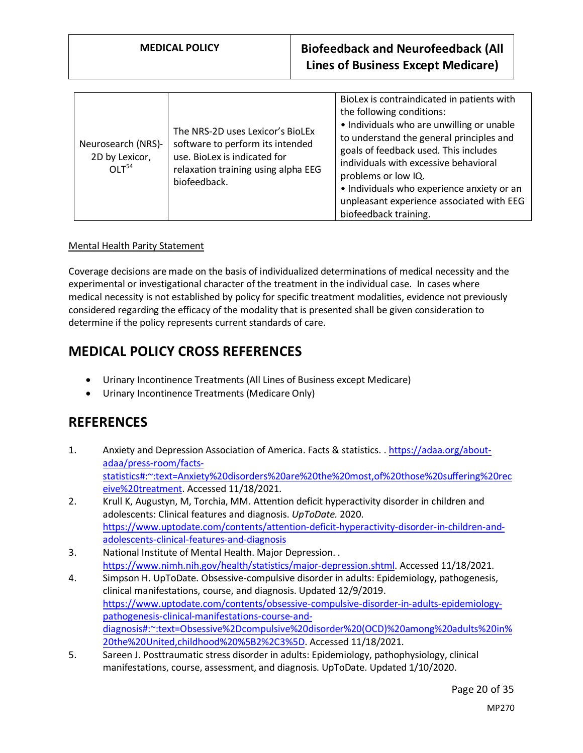| Neurosearch (NRS)-2D by Lexicor, OLT[54] | The NRS-2D uses Lexicor's BioLEx software to perform its intended use. BioLex is indicated for relaxation training using alpha EEG biofeedback. | BioLex is contraindicated in patients with the following conditions:<br>• Individuals who are unwilling or unable to understand the general principles and goals of feedback used. This includes individuals with excessive behavioral problems or low IQ.<br>• Individuals who experience anxiety or an unpleasant experience associated with EEG biofeedback training. |
|---|---|---|

Mental Health Parity Statement

Coverage decisions are made on the basis of individualized determinations of medical necessity and the experimental or investigational character of the treatment in the individual case. In cases where medical necessity is not established by policy for specific treatment modalities, evidence not previously considered regarding the efficacy of the modality that is presented shall be given consideration to determine if the policy represents current standards of care.

## MEDICAL POLICY CROSS REFERENCES

- Urinary Incontinence Treatments (All Lines of Business except Medicare)
- Urinary Incontinence Treatments (Medicare Only)

## REFERENCES

1. Anxiety and Depression Association of America. Facts & statistics. . https://adaa.org/about-adaa/press-room/facts-statistics#:~:text=Anxiety%20disorders%20are%20the%20most,of%20those%20suffering%20receive%20treatment. Accessed 11/18/2021.
2. Krull K, Augustyn, M, Torchia, MM. Attention deficit hyperactivity disorder in children and adolescents: Clinical features and diagnosis. *UpToDate.* 2020. https://www.uptodate.com/contents/attention-deficit-hyperactivity-disorder-in-children-and-adolescents-clinical-features-and-diagnosis
3. National Institute of Mental Health. Major Depression. . https://www.nimh.nih.gov/health/statistics/major-depression.shtml. Accessed 11/18/2021.
4. Simpson H. UpToDate. Obsessive-compulsive disorder in adults: Epidemiology, pathogenesis, clinical manifestations, course, and diagnosis. Updated 12/9/2019. https://www.uptodate.com/contents/obsessive-compulsive-disorder-in-adults-epidemiology-pathogenesis-clinical-manifestations-course-and-diagnosis#:~:text=Obsessive%2Dcompulsive%20disorder%20(OCD)%20among%20adults%20in%20the%20United,childhood%20%5B2%2C3%5D. Accessed 11/18/2021.
5. Sareen J. Posttraumatic stress disorder in adults: Epidemiology, pathophysiology, clinical manifestations, course, assessment, and diagnosis. UpToDate. Updated 1/10/2020.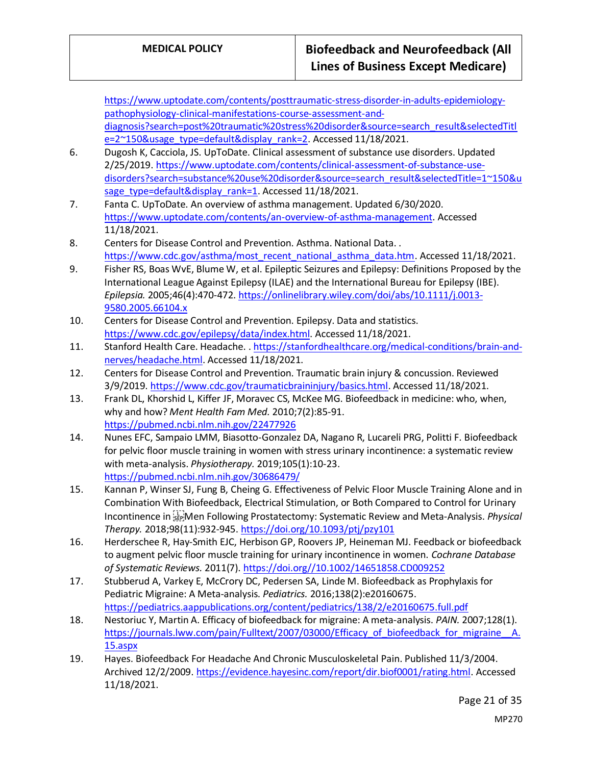https://www.uptodate.com/contents/posttraumatic-stress-disorder-in-adults-epidemiology-pathophysiology-clinical-manifestations-course-assessment-and-diagnosis?search=post%20traumatic%20stress%20disorder&source=search_result&selectedTitle=2~150&usage_type=default&display_rank=2. Accessed 11/18/2021.

6. Dugosh K, Cacciola, JS. UpToDate. Clinical assessment of substance use disorders. Updated 2/25/2019. https://www.uptodate.com/contents/clinical-assessment-of-substance-use-disorders?search=substance%20use%20disorder&source=search_result&selectedTitle=1~150&usage_type=default&display_rank=1. Accessed 11/18/2021.
7. Fanta C. UpToDate. An overview of asthma management. Updated 6/30/2020. https://www.uptodate.com/contents/an-overview-of-asthma-management. Accessed 11/18/2021.
8. Centers for Disease Control and Prevention. Asthma. National Data. . https://www.cdc.gov/asthma/most_recent_national_asthma_data.htm. Accessed 11/18/2021.
9. Fisher RS, Boas WvE, Blume W, et al. Epileptic Seizures and Epilepsy: Definitions Proposed by the International League Against Epilepsy (ILAE) and the International Bureau for Epilepsy (IBE). *Epilepsia.* 2005;46(4):470-472. https://onlinelibrary.wiley.com/doi/abs/10.1111/j.0013-9580.2005.66104.x
10. Centers for Disease Control and Prevention. Epilepsy. Data and statistics. https://www.cdc.gov/epilepsy/data/index.html. Accessed 11/18/2021.
11. Stanford Health Care. Headache. . https://stanfordhealthcare.org/medical-conditions/brain-and-nerves/headache.html. Accessed 11/18/2021.
12. Centers for Disease Control and Prevention. Traumatic brain injury & concussion. Reviewed 3/9/2019. https://www.cdc.gov/traumaticbraininjury/basics.html. Accessed 11/18/2021.
13. Frank DL, Khorshid L, Kiffer JF, Moravec CS, McKee MG. Biofeedback in medicine: who, when, why and how? *Ment Health Fam Med.* 2010;7(2):85-91. https://pubmed.ncbi.nlm.nih.gov/22477926
14. Nunes EFC, Sampaio LMM, Biasotto-Gonzalez DA, Nagano R, Lucareli PRG, Politti F. Biofeedback for pelvic floor muscle training in women with stress urinary incontinence: a systematic review with meta-analysis. *Physiotherapy.* 2019;105(1):10-23. https://pubmed.ncbi.nlm.nih.gov/30686479/
15. Kannan P, Winser SJ, Fung B, Cheing G. Effectiveness of Pelvic Floor Muscle Training Alone and in Combination With Biofeedback, Electrical Stimulation, or Both Compared to Control for Urinary Incontinence in Men Following Prostatectomy: Systematic Review and Meta-Analysis. *Physical Therapy.* 2018;98(11):932-945. https://doi.org/10.1093/ptj/pzy101
16. Herderschee R, Hay-Smith EJC, Herbison GP, Roovers JP, Heineman MJ. Feedback or biofeedback to augment pelvic floor muscle training for urinary incontinence in women. *Cochrane Database of Systematic Reviews.* 2011(7). https://doi.org//10.1002/14651858.CD009252
17. Stubberud A, Varkey E, McCrory DC, Pedersen SA, Linde M. Biofeedback as Prophylaxis for Pediatric Migraine: A Meta-analysis. *Pediatrics.* 2016;138(2):e20160675. https://pediatrics.aappublications.org/content/pediatrics/138/2/e20160675.full.pdf
18. Nestoriuc Y, Martin A. Efficacy of biofeedback for migraine: A meta-analysis. *PAIN.* 2007;128(1). https://journals.lww.com/pain/Fulltext/2007/03000/Efficacy_of_biofeedback_for_migraine__A.15.aspx
19. Hayes. Biofeedback For Headache And Chronic Musculoskeletal Pain. Published 11/3/2004. Archived 12/2/2009. https://evidence.hayesinc.com/report/dir.biof0001/rating.html. Accessed 11/18/2021.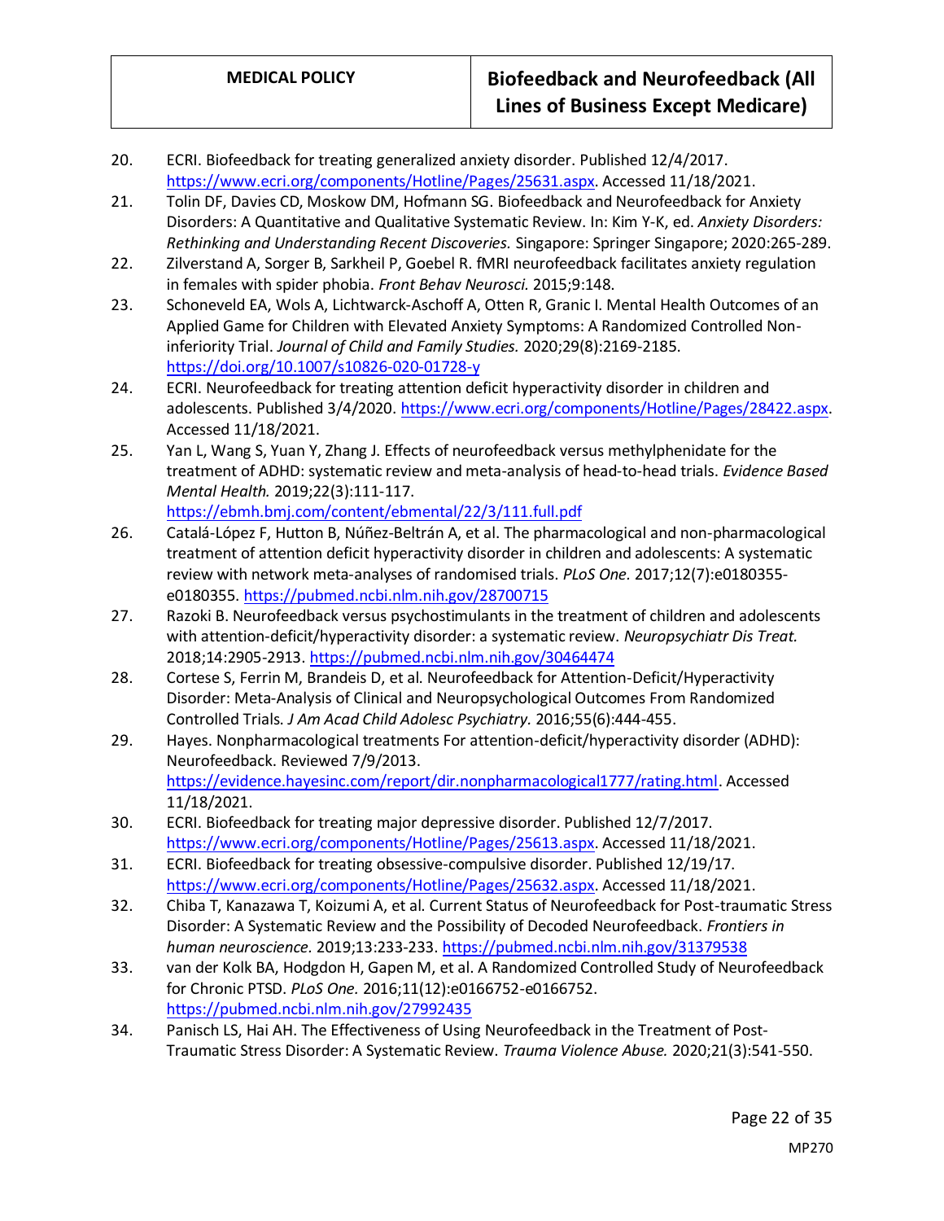20. ECRI. Biofeedback for treating generalized anxiety disorder. Published 12/4/2017. https://www.ecri.org/components/Hotline/Pages/25631.aspx. Accessed 11/18/2021.
21. Tolin DF, Davies CD, Moskow DM, Hofmann SG. Biofeedback and Neurofeedback for Anxiety Disorders: A Quantitative and Qualitative Systematic Review. In: Kim Y-K, ed. *Anxiety Disorders: Rethinking and Understanding Recent Discoveries.* Singapore: Springer Singapore; 2020:265-289.
22. Zilverstand A, Sorger B, Sarkheil P, Goebel R. fMRI neurofeedback facilitates anxiety regulation in females with spider phobia. *Front Behav Neurosci.* 2015;9:148.
23. Schoneveld EA, Wols A, Lichtwarck-Aschoff A, Otten R, Granic I. Mental Health Outcomes of an Applied Game for Children with Elevated Anxiety Symptoms: A Randomized Controlled Non-inferiority Trial. *Journal of Child and Family Studies.* 2020;29(8):2169-2185. https://doi.org/10.1007/s10826-020-01728-y
24. ECRI. Neurofeedback for treating attention deficit hyperactivity disorder in children and adolescents. Published 3/4/2020. https://www.ecri.org/components/Hotline/Pages/28422.aspx. Accessed 11/18/2021.
25. Yan L, Wang S, Yuan Y, Zhang J. Effects of neurofeedback versus methylphenidate for the treatment of ADHD: systematic review and meta-analysis of head-to-head trials. *Evidence Based Mental Health.* 2019;22(3):111-117. https://ebmh.bmj.com/content/ebmental/22/3/111.full.pdf
26. Catalá-López F, Hutton B, Núñez-Beltrán A, et al. The pharmacological and non-pharmacological treatment of attention deficit hyperactivity disorder in children and adolescents: A systematic review with network meta-analyses of randomised trials. *PLoS One.* 2017;12(7):e0180355-e0180355. https://pubmed.ncbi.nlm.nih.gov/28700715
27. Razoki B. Neurofeedback versus psychostimulants in the treatment of children and adolescents with attention-deficit/hyperactivity disorder: a systematic review. *Neuropsychiatr Dis Treat.* 2018;14:2905-2913. https://pubmed.ncbi.nlm.nih.gov/30464474
28. Cortese S, Ferrin M, Brandeis D, et al. Neurofeedback for Attention-Deficit/Hyperactivity Disorder: Meta-Analysis of Clinical and Neuropsychological Outcomes From Randomized Controlled Trials. *J Am Acad Child Adolesc Psychiatry.* 2016;55(6):444-455.
29. Hayes. Nonpharmacological treatments For attention-deficit/hyperactivity disorder (ADHD): Neurofeedback. Reviewed 7/9/2013. https://evidence.hayesinc.com/report/dir.nonpharmacological1777/rating.html. Accessed 11/18/2021.
30. ECRI. Biofeedback for treating major depressive disorder. Published 12/7/2017. https://www.ecri.org/components/Hotline/Pages/25613.aspx. Accessed 11/18/2021.
31. ECRI. Biofeedback for treating obsessive-compulsive disorder. Published 12/19/17. https://www.ecri.org/components/Hotline/Pages/25632.aspx. Accessed 11/18/2021.
32. Chiba T, Kanazawa T, Koizumi A, et al. Current Status of Neurofeedback for Post-traumatic Stress Disorder: A Systematic Review and the Possibility of Decoded Neurofeedback. *Frontiers in human neuroscience.* 2019;13:233-233. https://pubmed.ncbi.nlm.nih.gov/31379538
33. van der Kolk BA, Hodgdon H, Gapen M, et al. A Randomized Controlled Study of Neurofeedback for Chronic PTSD. *PLoS One.* 2016;11(12):e0166752-e0166752. https://pubmed.ncbi.nlm.nih.gov/27992435
34. Panisch LS, Hai AH. The Effectiveness of Using Neurofeedback in the Treatment of Post-Traumatic Stress Disorder: A Systematic Review. *Trauma Violence Abuse.* 2020;21(3):541-550.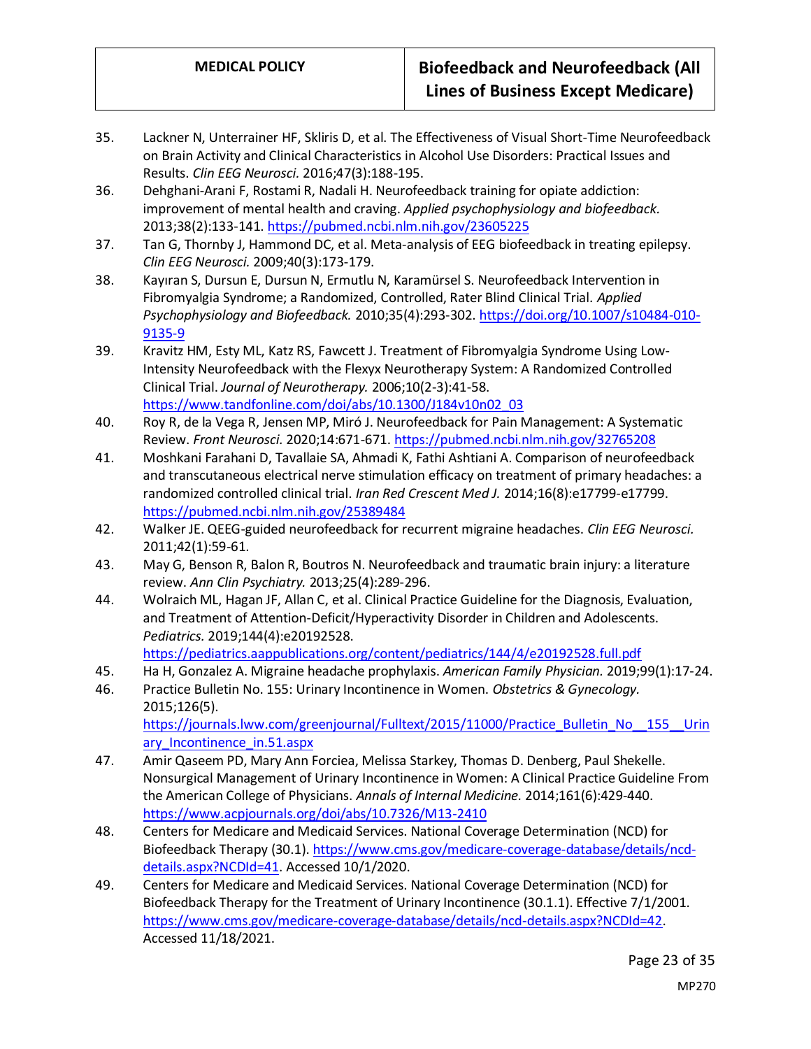35. Lackner N, Unterrainer HF, Skliris D, et al. The Effectiveness of Visual Short-Time Neurofeedback on Brain Activity and Clinical Characteristics in Alcohol Use Disorders: Practical Issues and Results. *Clin EEG Neurosci.* 2016;47(3):188-195.
36. Dehghani-Arani F, Rostami R, Nadali H. Neurofeedback training for opiate addiction: improvement of mental health and craving. *Applied psychophysiology and biofeedback.* 2013;38(2):133-141. https://pubmed.ncbi.nlm.nih.gov/23605225
37. Tan G, Thornby J, Hammond DC, et al. Meta-analysis of EEG biofeedback in treating epilepsy. *Clin EEG Neurosci.* 2009;40(3):173-179.
38. Kayıran S, Dursun E, Dursun N, Ermutlu N, Karamürsel S. Neurofeedback Intervention in Fibromyalgia Syndrome; a Randomized, Controlled, Rater Blind Clinical Trial. *Applied Psychophysiology and Biofeedback.* 2010;35(4):293-302. https://doi.org/10.1007/s10484-010-9135-9
39. Kravitz HM, Esty ML, Katz RS, Fawcett J. Treatment of Fibromyalgia Syndrome Using Low-Intensity Neurofeedback with the Flexyx Neurotherapy System: A Randomized Controlled Clinical Trial. *Journal of Neurotherapy.* 2006;10(2-3):41-58. https://www.tandfonline.com/doi/abs/10.1300/J184v10n02_03
40. Roy R, de la Vega R, Jensen MP, Miró J. Neurofeedback for Pain Management: A Systematic Review. *Front Neurosci.* 2020;14:671-671. https://pubmed.ncbi.nlm.nih.gov/32765208
41. Moshkani Farahani D, Tavallaie SA, Ahmadi K, Fathi Ashtiani A. Comparison of neurofeedback and transcutaneous electrical nerve stimulation efficacy on treatment of primary headaches: a randomized controlled clinical trial. *Iran Red Crescent Med J.* 2014;16(8):e17799-e17799. https://pubmed.ncbi.nlm.nih.gov/25389484
42. Walker JE. QEEG-guided neurofeedback for recurrent migraine headaches. *Clin EEG Neurosci.* 2011;42(1):59-61.
43. May G, Benson R, Balon R, Boutros N. Neurofeedback and traumatic brain injury: a literature review. *Ann Clin Psychiatry.* 2013;25(4):289-296.
44. Wolraich ML, Hagan JF, Allan C, et al. Clinical Practice Guideline for the Diagnosis, Evaluation, and Treatment of Attention-Deficit/Hyperactivity Disorder in Children and Adolescents. *Pediatrics.* 2019;144(4):e20192528. https://pediatrics.aappublications.org/content/pediatrics/144/4/e20192528.full.pdf
45. Ha H, Gonzalez A. Migraine headache prophylaxis. *American Family Physician.* 2019;99(1):17-24.
46. Practice Bulletin No. 155: Urinary Incontinence in Women. *Obstetrics & Gynecology.* 2015;126(5). https://journals.lww.com/greenjournal/Fulltext/2015/11000/Practice_Bulletin_No__155__Urinary_Incontinence_in.51.aspx
47. Amir Qaseem PD, Mary Ann Forciea, Melissa Starkey, Thomas D. Denberg, Paul Shekelle. Nonsurgical Management of Urinary Incontinence in Women: A Clinical Practice Guideline From the American College of Physicians. *Annals of Internal Medicine.* 2014;161(6):429-440. https://www.acpjournals.org/doi/abs/10.7326/M13-2410
48. Centers for Medicare and Medicaid Services. National Coverage Determination (NCD) for Biofeedback Therapy (30.1). https://www.cms.gov/medicare-coverage-database/details/ncd-details.aspx?NCDId=41. Accessed 10/1/2020.
49. Centers for Medicare and Medicaid Services. National Coverage Determination (NCD) for Biofeedback Therapy for the Treatment of Urinary Incontinence (30.1.1). Effective 7/1/2001. https://www.cms.gov/medicare-coverage-database/details/ncd-details.aspx?NCDId=42. Accessed 11/18/2021.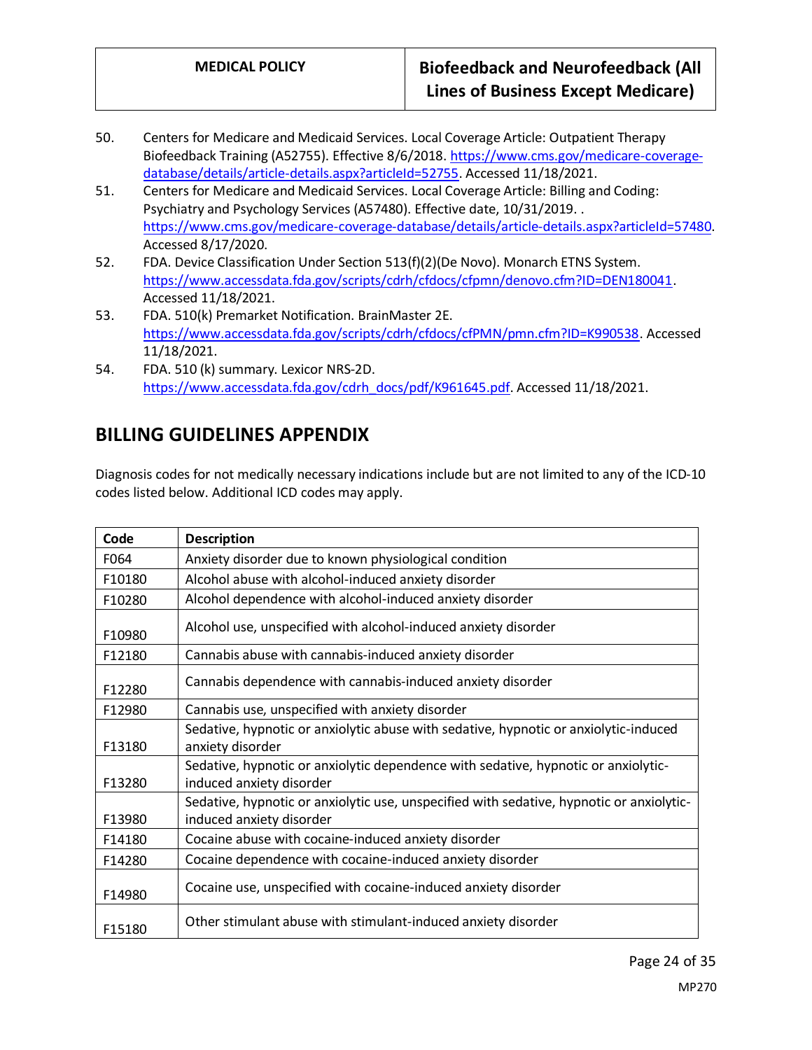50. Centers for Medicare and Medicaid Services. Local Coverage Article: Outpatient Therapy Biofeedback Training (A52755). Effective 8/6/2018. https://www.cms.gov/medicare-coverage-database/details/article-details.aspx?articleId=52755. Accessed 11/18/2021.
51. Centers for Medicare and Medicaid Services. Local Coverage Article: Billing and Coding: Psychiatry and Psychology Services (A57480). Effective date, 10/31/2019. . https://www.cms.gov/medicare-coverage-database/details/article-details.aspx?articleId=57480. Accessed 8/17/2020.
52. FDA. Device Classification Under Section 513(f)(2)(De Novo). Monarch ETNS System. https://www.accessdata.fda.gov/scripts/cdrh/cfdocs/cfpmn/denovo.cfm?ID=DEN180041. Accessed 11/18/2021.
53. FDA. 510(k) Premarket Notification. BrainMaster 2E. https://www.accessdata.fda.gov/scripts/cdrh/cfdocs/cfPMN/pmn.cfm?ID=K990538. Accessed 11/18/2021.
54. FDA. 510 (k) summary. Lexicor NRS-2D. https://www.accessdata.fda.gov/cdrh_docs/pdf/K961645.pdf. Accessed 11/18/2021.

## BILLING GUIDELINES APPENDIX

Diagnosis codes for not medically necessary indications include but are not limited to any of the ICD-10 codes listed below. Additional ICD codes may apply.

| Code | Description |
|---|---|
| F064 | Anxiety disorder due to known physiological condition |
| F10180 | Alcohol abuse with alcohol-induced anxiety disorder |
| F10280 | Alcohol dependence with alcohol-induced anxiety disorder |
| F10980 | Alcohol use, unspecified with alcohol-induced anxiety disorder |
| F12180 | Cannabis abuse with cannabis-induced anxiety disorder |
| F12280 | Cannabis dependence with cannabis-induced anxiety disorder |
| F12980 | Cannabis use, unspecified with anxiety disorder |
| F13180 | Sedative, hypnotic or anxiolytic abuse with sedative, hypnotic or anxiolytic-induced anxiety disorder |
| F13280 | Sedative, hypnotic or anxiolytic dependence with sedative, hypnotic or anxiolytic-induced anxiety disorder |
| F13980 | Sedative, hypnotic or anxiolytic use, unspecified with sedative, hypnotic or anxiolytic-induced anxiety disorder |
| F14180 | Cocaine abuse with cocaine-induced anxiety disorder |
| F14280 | Cocaine dependence with cocaine-induced anxiety disorder |
| F14980 | Cocaine use, unspecified with cocaine-induced anxiety disorder |
| F15180 | Other stimulant abuse with stimulant-induced anxiety disorder |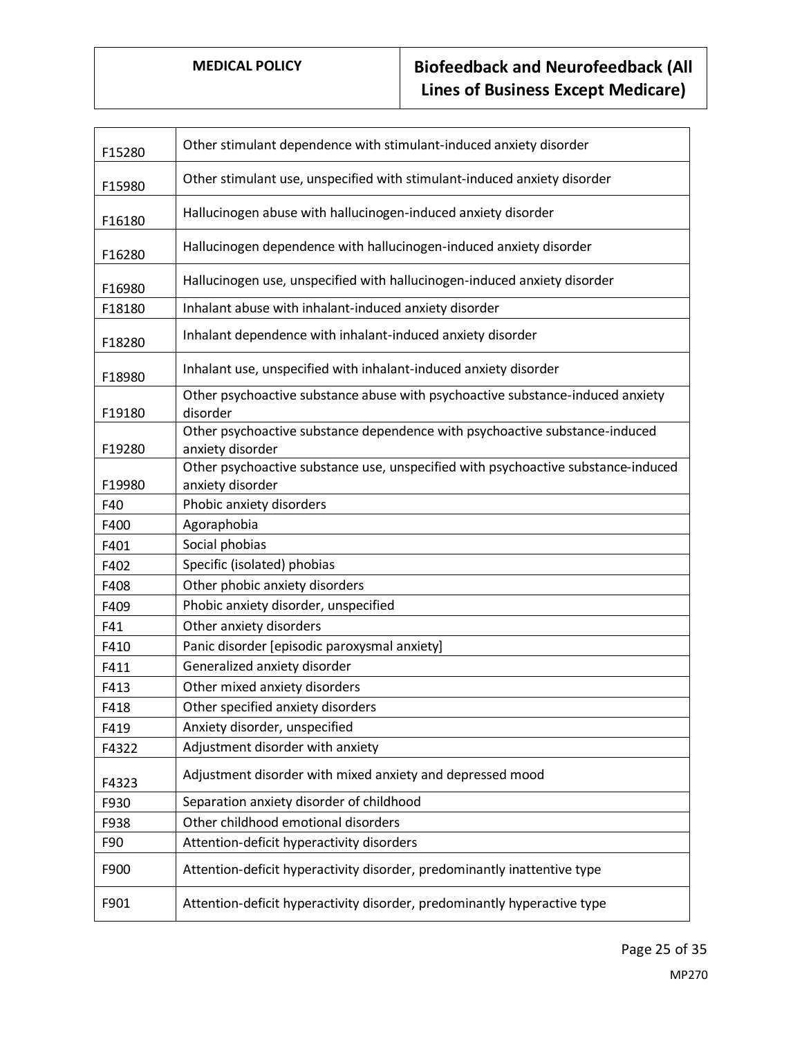| | |
|---|---|
| F15280 | Other stimulant dependence with stimulant-induced anxiety disorder |
| F15980 | Other stimulant use, unspecified with stimulant-induced anxiety disorder |
| F16180 | Hallucinogen abuse with hallucinogen-induced anxiety disorder |
| F16280 | Hallucinogen dependence with hallucinogen-induced anxiety disorder |
| F16980 | Hallucinogen use, unspecified with hallucinogen-induced anxiety disorder |
| F18180 | Inhalant abuse with inhalant-induced anxiety disorder |
| F18280 | Inhalant dependence with inhalant-induced anxiety disorder |
| F18980 | Inhalant use, unspecified with inhalant-induced anxiety disorder |
| F19180 | Other psychoactive substance abuse with psychoactive substance-induced anxiety disorder |
| F19280 | Other psychoactive substance dependence with psychoactive substance-induced anxiety disorder |
| F19980 | Other psychoactive substance use, unspecified with psychoactive substance-induced anxiety disorder |
| F40 | Phobic anxiety disorders |
| F400 | Agoraphobia |
| F401 | Social phobias |
| F402 | Specific (isolated) phobias |
| F408 | Other phobic anxiety disorders |
| F409 | Phobic anxiety disorder, unspecified |
| F41 | Other anxiety disorders |
| F410 | Panic disorder [episodic paroxysmal anxiety] |
| F411 | Generalized anxiety disorder |
| F413 | Other mixed anxiety disorders |
| F418 | Other specified anxiety disorders |
| F419 | Anxiety disorder, unspecified |
| F4322 | Adjustment disorder with anxiety |
| F4323 | Adjustment disorder with mixed anxiety and depressed mood |
| F930 | Separation anxiety disorder of childhood |
| F938 | Other childhood emotional disorders |
| F90 | Attention-deficit hyperactivity disorders |
| F900 | Attention-deficit hyperactivity disorder, predominantly inattentive type |
| F901 | Attention-deficit hyperactivity disorder, predominantly hyperactive type |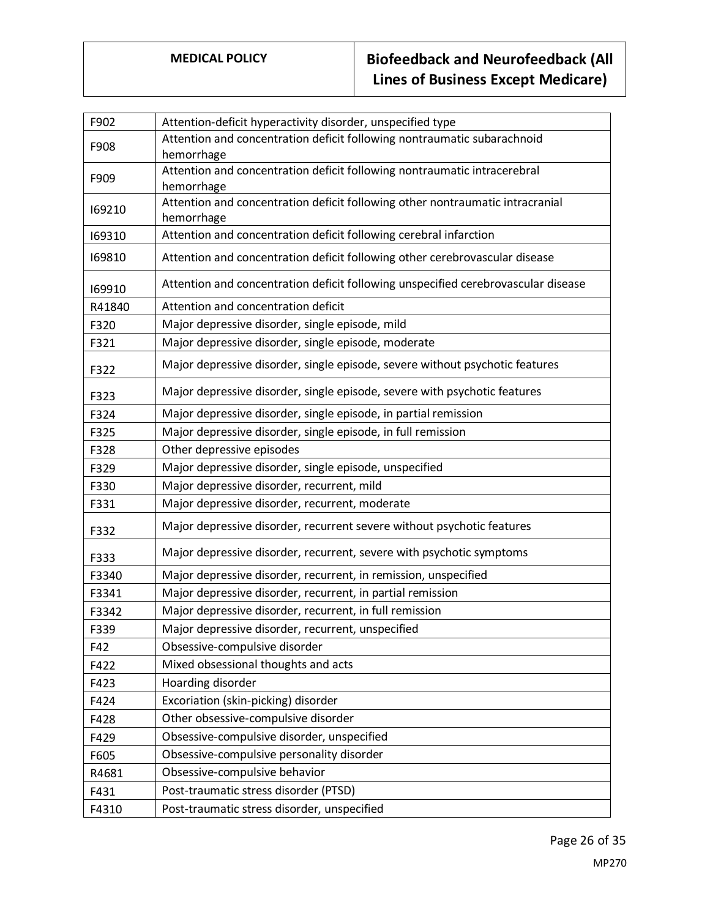| F902 | Attention-deficit hyperactivity disorder, unspecified type |
|---|---|
| F908 | Attention and concentration deficit following nontraumatic subarachnoid hemorrhage |
| F909 | Attention and concentration deficit following nontraumatic intracerebral hemorrhage |
| I69210 | Attention and concentration deficit following other nontraumatic intracranial hemorrhage |
| I69310 | Attention and concentration deficit following cerebral infarction |
| I69810 | Attention and concentration deficit following other cerebrovascular disease |
| I69910 | Attention and concentration deficit following unspecified cerebrovascular disease |
| R41840 | Attention and concentration deficit |
| F320 | Major depressive disorder, single episode, mild |
| F321 | Major depressive disorder, single episode, moderate |
| F322 | Major depressive disorder, single episode, severe without psychotic features |
| F323 | Major depressive disorder, single episode, severe with psychotic features |
| F324 | Major depressive disorder, single episode, in partial remission |
| F325 | Major depressive disorder, single episode, in full remission |
| F328 | Other depressive episodes |
| F329 | Major depressive disorder, single episode, unspecified |
| F330 | Major depressive disorder, recurrent, mild |
| F331 | Major depressive disorder, recurrent, moderate |
| F332 | Major depressive disorder, recurrent severe without psychotic features |
| F333 | Major depressive disorder, recurrent, severe with psychotic symptoms |
| F3340 | Major depressive disorder, recurrent, in remission, unspecified |
| F3341 | Major depressive disorder, recurrent, in partial remission |
| F3342 | Major depressive disorder, recurrent, in full remission |
| F339 | Major depressive disorder, recurrent, unspecified |
| F42 | Obsessive-compulsive disorder |
| F422 | Mixed obsessional thoughts and acts |
| F423 | Hoarding disorder |
| F424 | Excoriation (skin-picking) disorder |
| F428 | Other obsessive-compulsive disorder |
| F429 | Obsessive-compulsive disorder, unspecified |
| F605 | Obsessive-compulsive personality disorder |
| R4681 | Obsessive-compulsive behavior |
| F431 | Post-traumatic stress disorder (PTSD) |
| F4310 | Post-traumatic stress disorder, unspecified |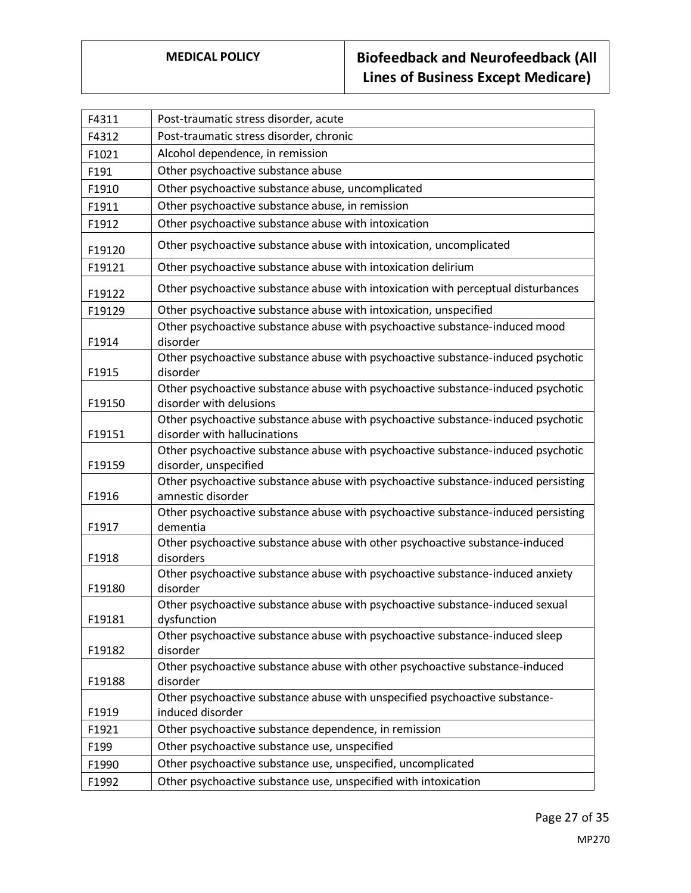| F4311 | Post-traumatic stress disorder, acute |
|---|---|
| F4312 | Post-traumatic stress disorder, chronic |
| F1021 | Alcohol dependence, in remission |
| F191 | Other psychoactive substance abuse |
| F1910 | Other psychoactive substance abuse, uncomplicated |
| F1911 | Other psychoactive substance abuse, in remission |
| F1912 | Other psychoactive substance abuse with intoxication |
| F19120 | Other psychoactive substance abuse with intoxication, uncomplicated |
| F19121 | Other psychoactive substance abuse with intoxication delirium |
| F19122 | Other psychoactive substance abuse with intoxication with perceptual disturbances |
| F19129 | Other psychoactive substance abuse with intoxication, unspecified |
| F1914 | Other psychoactive substance abuse with psychoactive substance-induced mood disorder |
| F1915 | Other psychoactive substance abuse with psychoactive substance-induced psychotic disorder |
| F19150 | Other psychoactive substance abuse with psychoactive substance-induced psychotic disorder with delusions |
| F19151 | Other psychoactive substance abuse with psychoactive substance-induced psychotic disorder with hallucinations |
| F19159 | Other psychoactive substance abuse with psychoactive substance-induced psychotic disorder, unspecified |
| F1916 | Other psychoactive substance abuse with psychoactive substance-induced persisting amnestic disorder |
| F1917 | Other psychoactive substance abuse with psychoactive substance-induced persisting dementia |
| F1918 | Other psychoactive substance abuse with other psychoactive substance-induced disorders |
| F19180 | Other psychoactive substance abuse with psychoactive substance-induced anxiety disorder |
| F19181 | Other psychoactive substance abuse with psychoactive substance-induced sexual dysfunction |
| F19182 | Other psychoactive substance abuse with psychoactive substance-induced sleep disorder |
| F19188 | Other psychoactive substance abuse with other psychoactive substance-induced disorder |
| F1919 | Other psychoactive substance abuse with unspecified psychoactive substance-induced disorder |
| F1921 | Other psychoactive substance dependence, in remission |
| F199 | Other psychoactive substance use, unspecified |
| F1990 | Other psychoactive substance use, unspecified, uncomplicated |
| F1992 | Other psychoactive substance use, unspecified with intoxication |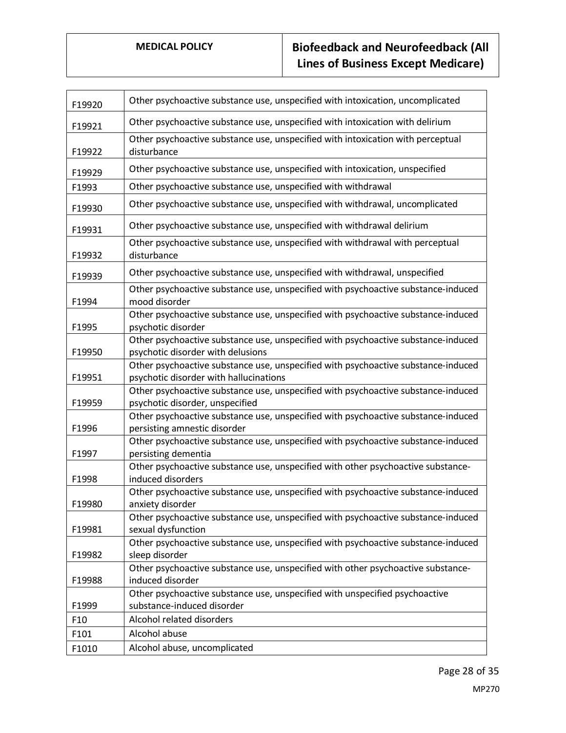| | |
|---|---|
| F19920 | Other psychoactive substance use, unspecified with intoxication, uncomplicated |
| F19921 | Other psychoactive substance use, unspecified with intoxication with delirium |
| F19922 | Other psychoactive substance use, unspecified with intoxication with perceptual disturbance |
| F19929 | Other psychoactive substance use, unspecified with intoxication, unspecified |
| F1993 | Other psychoactive substance use, unspecified with withdrawal |
| F19930 | Other psychoactive substance use, unspecified with withdrawal, uncomplicated |
| F19931 | Other psychoactive substance use, unspecified with withdrawal delirium |
| F19932 | Other psychoactive substance use, unspecified with withdrawal with perceptual disturbance |
| F19939 | Other psychoactive substance use, unspecified with withdrawal, unspecified |
| F1994 | Other psychoactive substance use, unspecified with psychoactive substance-induced mood disorder |
| F1995 | Other psychoactive substance use, unspecified with psychoactive substance-induced psychotic disorder |
| F19950 | Other psychoactive substance use, unspecified with psychoactive substance-induced psychotic disorder with delusions |
| F19951 | Other psychoactive substance use, unspecified with psychoactive substance-induced psychotic disorder with hallucinations |
| F19959 | Other psychoactive substance use, unspecified with psychoactive substance-induced psychotic disorder, unspecified |
| F1996 | Other psychoactive substance use, unspecified with psychoactive substance-induced persisting amnestic disorder |
| F1997 | Other psychoactive substance use, unspecified with psychoactive substance-induced persisting dementia |
| F1998 | Other psychoactive substance use, unspecified with other psychoactive substance-induced disorders |
| F19980 | Other psychoactive substance use, unspecified with psychoactive substance-induced anxiety disorder |
| F19981 | Other psychoactive substance use, unspecified with psychoactive substance-induced sexual dysfunction |
| F19982 | Other psychoactive substance use, unspecified with psychoactive substance-induced sleep disorder |
| F19988 | Other psychoactive substance use, unspecified with other psychoactive substance-induced disorder |
| F1999 | Other psychoactive substance use, unspecified with unspecified psychoactive substance-induced disorder |
| F10 | Alcohol related disorders |
| F101 | Alcohol abuse |
| F1010 | Alcohol abuse, uncomplicated |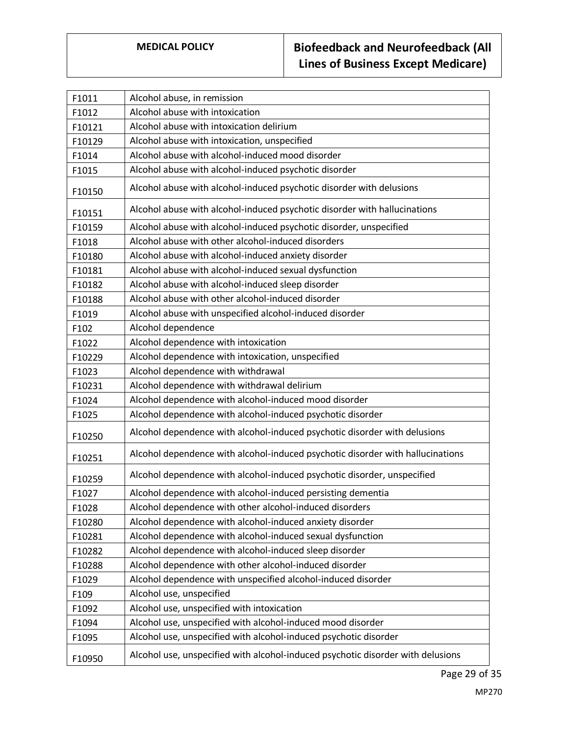| | |
|---|---|
| F1011 | Alcohol abuse, in remission |
| F1012 | Alcohol abuse with intoxication |
| F10121 | Alcohol abuse with intoxication delirium |
| F10129 | Alcohol abuse with intoxication, unspecified |
| F1014 | Alcohol abuse with alcohol-induced mood disorder |
| F1015 | Alcohol abuse with alcohol-induced psychotic disorder |
| F10150 | Alcohol abuse with alcohol-induced psychotic disorder with delusions |
| F10151 | Alcohol abuse with alcohol-induced psychotic disorder with hallucinations |
| F10159 | Alcohol abuse with alcohol-induced psychotic disorder, unspecified |
| F1018 | Alcohol abuse with other alcohol-induced disorders |
| F10180 | Alcohol abuse with alcohol-induced anxiety disorder |
| F10181 | Alcohol abuse with alcohol-induced sexual dysfunction |
| F10182 | Alcohol abuse with alcohol-induced sleep disorder |
| F10188 | Alcohol abuse with other alcohol-induced disorder |
| F1019 | Alcohol abuse with unspecified alcohol-induced disorder |
| F102 | Alcohol dependence |
| F1022 | Alcohol dependence with intoxication |
| F10229 | Alcohol dependence with intoxication, unspecified |
| F1023 | Alcohol dependence with withdrawal |
| F10231 | Alcohol dependence with withdrawal delirium |
| F1024 | Alcohol dependence with alcohol-induced mood disorder |
| F1025 | Alcohol dependence with alcohol-induced psychotic disorder |
| F10250 | Alcohol dependence with alcohol-induced psychotic disorder with delusions |
| F10251 | Alcohol dependence with alcohol-induced psychotic disorder with hallucinations |
| F10259 | Alcohol dependence with alcohol-induced psychotic disorder, unspecified |
| F1027 | Alcohol dependence with alcohol-induced persisting dementia |
| F1028 | Alcohol dependence with other alcohol-induced disorders |
| F10280 | Alcohol dependence with alcohol-induced anxiety disorder |
| F10281 | Alcohol dependence with alcohol-induced sexual dysfunction |
| F10282 | Alcohol dependence with alcohol-induced sleep disorder |
| F10288 | Alcohol dependence with other alcohol-induced disorder |
| F1029 | Alcohol dependence with unspecified alcohol-induced disorder |
| F109 | Alcohol use, unspecified |
| F1092 | Alcohol use, unspecified with intoxication |
| F1094 | Alcohol use, unspecified with alcohol-induced mood disorder |
| F1095 | Alcohol use, unspecified with alcohol-induced psychotic disorder |
| F10950 | Alcohol use, unspecified with alcohol-induced psychotic disorder with delusions |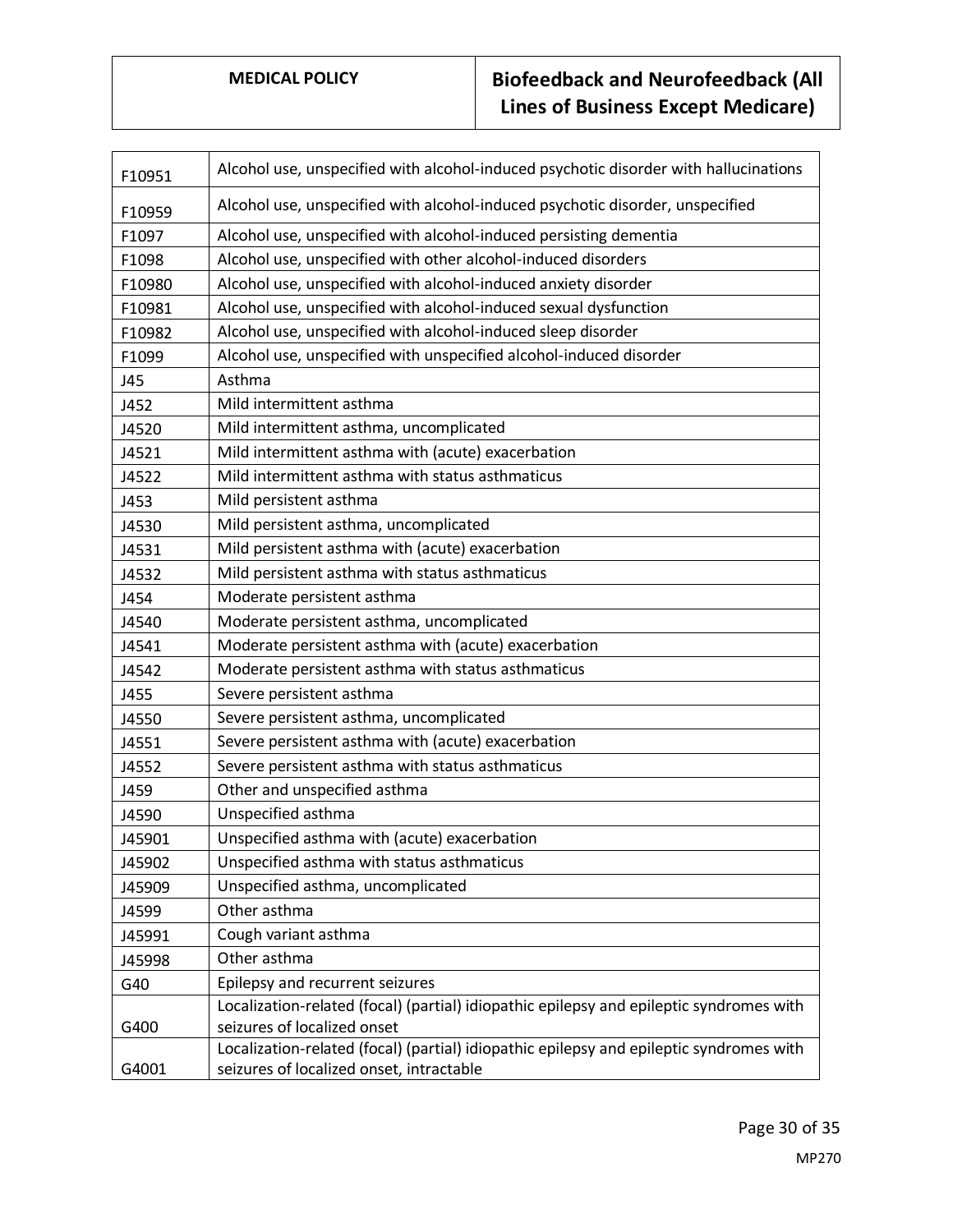| | |
|---|---|
| F10951 | Alcohol use, unspecified with alcohol-induced psychotic disorder with hallucinations |
| F10959 | Alcohol use, unspecified with alcohol-induced psychotic disorder, unspecified |
| F1097 | Alcohol use, unspecified with alcohol-induced persisting dementia |
| F1098 | Alcohol use, unspecified with other alcohol-induced disorders |
| F10980 | Alcohol use, unspecified with alcohol-induced anxiety disorder |
| F10981 | Alcohol use, unspecified with alcohol-induced sexual dysfunction |
| F10982 | Alcohol use, unspecified with alcohol-induced sleep disorder |
| F1099 | Alcohol use, unspecified with unspecified alcohol-induced disorder |
| J45 | Asthma |
| J452 | Mild intermittent asthma |
| J4520 | Mild intermittent asthma, uncomplicated |
| J4521 | Mild intermittent asthma with (acute) exacerbation |
| J4522 | Mild intermittent asthma with status asthmaticus |
| J453 | Mild persistent asthma |
| J4530 | Mild persistent asthma, uncomplicated |
| J4531 | Mild persistent asthma with (acute) exacerbation |
| J4532 | Mild persistent asthma with status asthmaticus |
| J454 | Moderate persistent asthma |
| J4540 | Moderate persistent asthma, uncomplicated |
| J4541 | Moderate persistent asthma with (acute) exacerbation |
| J4542 | Moderate persistent asthma with status asthmaticus |
| J455 | Severe persistent asthma |
| J4550 | Severe persistent asthma, uncomplicated |
| J4551 | Severe persistent asthma with (acute) exacerbation |
| J4552 | Severe persistent asthma with status asthmaticus |
| J459 | Other and unspecified asthma |
| J4590 | Unspecified asthma |
| J45901 | Unspecified asthma with (acute) exacerbation |
| J45902 | Unspecified asthma with status asthmaticus |
| J45909 | Unspecified asthma, uncomplicated |
| J4599 | Other asthma |
| J45991 | Cough variant asthma |
| J45998 | Other asthma |
| G40 | Epilepsy and recurrent seizures |
| G400 | Localization-related (focal) (partial) idiopathic epilepsy and epileptic syndromes with seizures of localized onset |
| G4001 | Localization-related (focal) (partial) idiopathic epilepsy and epileptic syndromes with seizures of localized onset, intractable |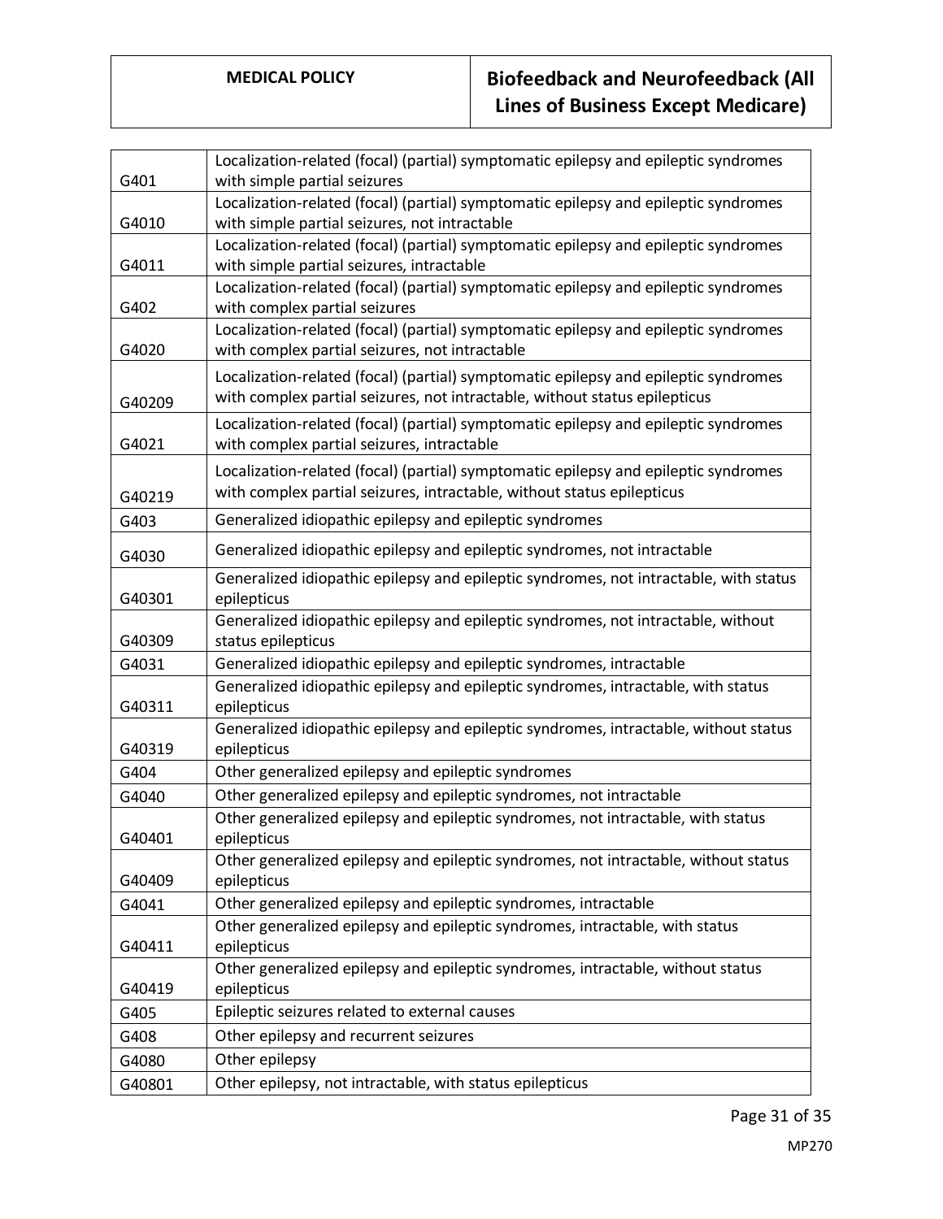| | |
|---|---|
| G401 | Localization-related (focal) (partial) symptomatic epilepsy and epileptic syndromes with simple partial seizures |
| G4010 | Localization-related (focal) (partial) symptomatic epilepsy and epileptic syndromes with simple partial seizures, not intractable |
| G4011 | Localization-related (focal) (partial) symptomatic epilepsy and epileptic syndromes with simple partial seizures, intractable |
| G402 | Localization-related (focal) (partial) symptomatic epilepsy and epileptic syndromes with complex partial seizures |
| G4020 | Localization-related (focal) (partial) symptomatic epilepsy and epileptic syndromes with complex partial seizures, not intractable |
| G40209 | Localization-related (focal) (partial) symptomatic epilepsy and epileptic syndromes with complex partial seizures, not intractable, without status epilepticus |
| G4021 | Localization-related (focal) (partial) symptomatic epilepsy and epileptic syndromes with complex partial seizures, intractable |
| G40219 | Localization-related (focal) (partial) symptomatic epilepsy and epileptic syndromes with complex partial seizures, intractable, without status epilepticus |
| G403 | Generalized idiopathic epilepsy and epileptic syndromes |
| G4030 | Generalized idiopathic epilepsy and epileptic syndromes, not intractable |
| G40301 | Generalized idiopathic epilepsy and epileptic syndromes, not intractable, with status epilepticus |
| G40309 | Generalized idiopathic epilepsy and epileptic syndromes, not intractable, without status epilepticus |
| G4031 | Generalized idiopathic epilepsy and epileptic syndromes, intractable |
| G40311 | Generalized idiopathic epilepsy and epileptic syndromes, intractable, with status epilepticus |
| G40319 | Generalized idiopathic epilepsy and epileptic syndromes, intractable, without status epilepticus |
| G404 | Other generalized epilepsy and epileptic syndromes |
| G4040 | Other generalized epilepsy and epileptic syndromes, not intractable |
| G40401 | Other generalized epilepsy and epileptic syndromes, not intractable, with status epilepticus |
| G40409 | Other generalized epilepsy and epileptic syndromes, not intractable, without status epilepticus |
| G4041 | Other generalized epilepsy and epileptic syndromes, intractable |
| G40411 | Other generalized epilepsy and epileptic syndromes, intractable, with status epilepticus |
| G40419 | Other generalized epilepsy and epileptic syndromes, intractable, without status epilepticus |
| G405 | Epileptic seizures related to external causes |
| G408 | Other epilepsy and recurrent seizures |
| G4080 | Other epilepsy |
| G40801 | Other epilepsy, not intractable, with status epilepticus |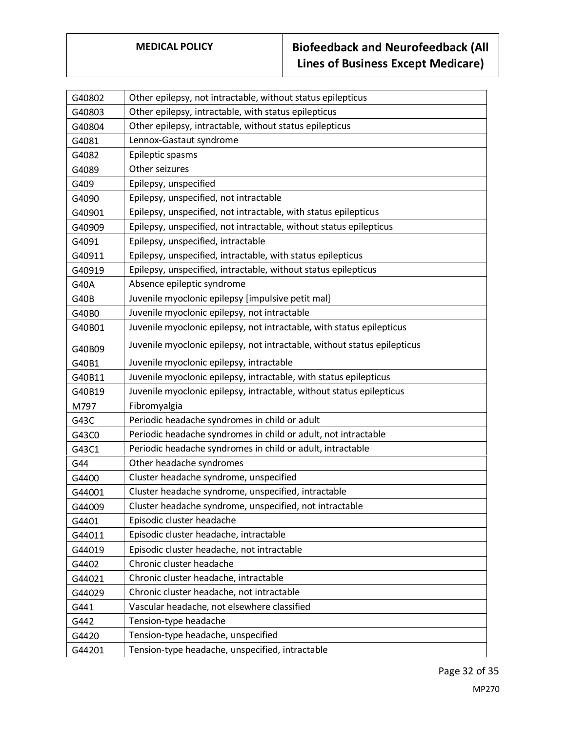| G40802 | Other epilepsy, not intractable, without status epilepticus |
|---|---|
| G40803 | Other epilepsy, intractable, with status epilepticus |
| G40804 | Other epilepsy, intractable, without status epilepticus |
| G4081 | Lennox-Gastaut syndrome |
| G4082 | Epileptic spasms |
| G4089 | Other seizures |
| G409 | Epilepsy, unspecified |
| G4090 | Epilepsy, unspecified, not intractable |
| G40901 | Epilepsy, unspecified, not intractable, with status epilepticus |
| G40909 | Epilepsy, unspecified, not intractable, without status epilepticus |
| G4091 | Epilepsy, unspecified, intractable |
| G40911 | Epilepsy, unspecified, intractable, with status epilepticus |
| G40919 | Epilepsy, unspecified, intractable, without status epilepticus |
| G40A | Absence epileptic syndrome |
| G40B | Juvenile myoclonic epilepsy [impulsive petit mal] |
| G40B0 | Juvenile myoclonic epilepsy, not intractable |
| G40B01 | Juvenile myoclonic epilepsy, not intractable, with status epilepticus |
| G40B09 | Juvenile myoclonic epilepsy, not intractable, without status epilepticus |
| G40B1 | Juvenile myoclonic epilepsy, intractable |
| G40B11 | Juvenile myoclonic epilepsy, intractable, with status epilepticus |
| G40B19 | Juvenile myoclonic epilepsy, intractable, without status epilepticus |
| M797 | Fibromyalgia |
| G43C | Periodic headache syndromes in child or adult |
| G43C0 | Periodic headache syndromes in child or adult, not intractable |
| G43C1 | Periodic headache syndromes in child or adult, intractable |
| G44 | Other headache syndromes |
| G4400 | Cluster headache syndrome, unspecified |
| G44001 | Cluster headache syndrome, unspecified, intractable |
| G44009 | Cluster headache syndrome, unspecified, not intractable |
| G4401 | Episodic cluster headache |
| G44011 | Episodic cluster headache, intractable |
| G44019 | Episodic cluster headache, not intractable |
| G4402 | Chronic cluster headache |
| G44021 | Chronic cluster headache, intractable |
| G44029 | Chronic cluster headache, not intractable |
| G441 | Vascular headache, not elsewhere classified |
| G442 | Tension-type headache |
| G4420 | Tension-type headache, unspecified |
| G44201 | Tension-type headache, unspecified, intractable |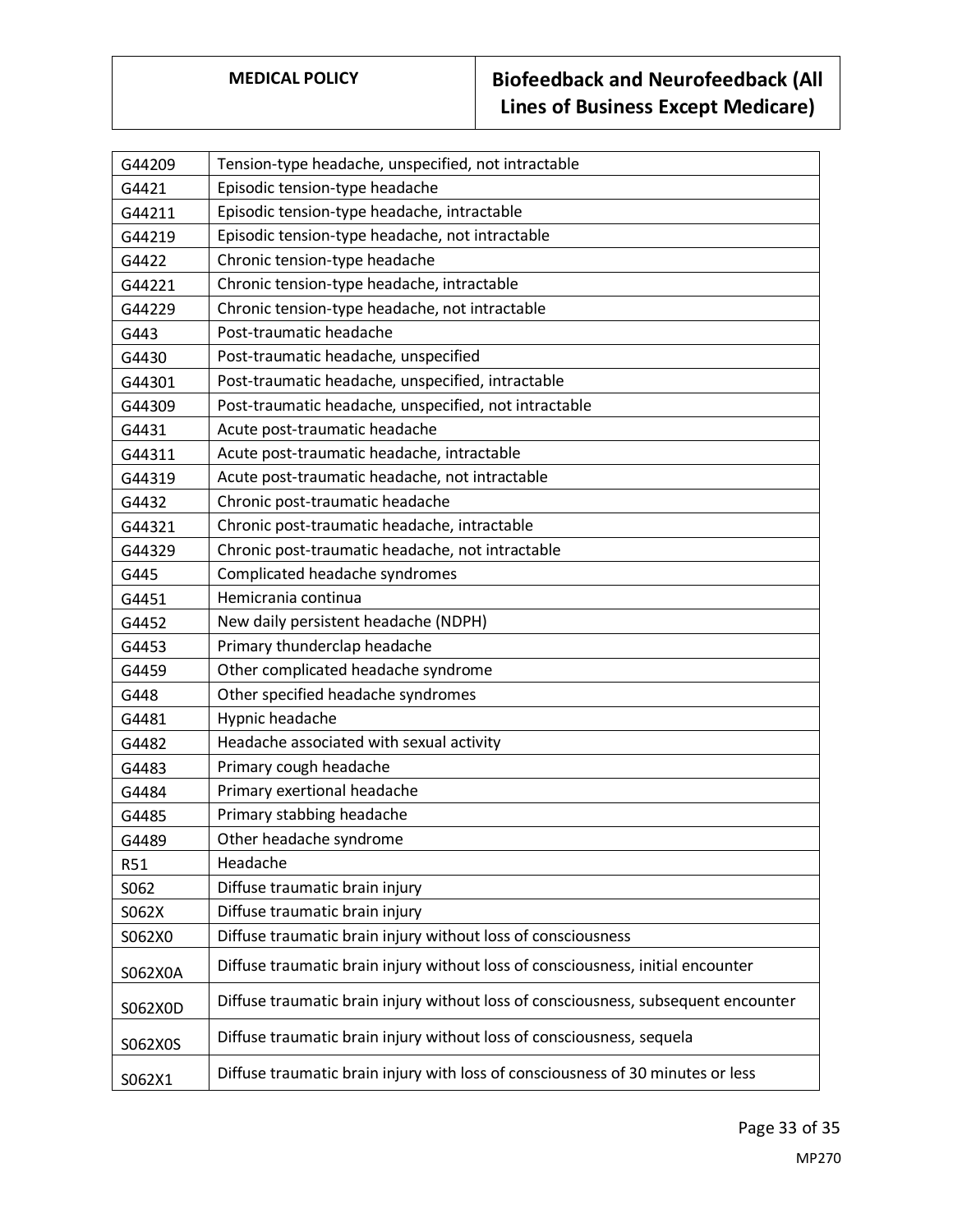| G44209 | Tension-type headache, unspecified, not intractable |
|---|---|
| G4421 | Episodic tension-type headache |
| G44211 | Episodic tension-type headache, intractable |
| G44219 | Episodic tension-type headache, not intractable |
| G4422 | Chronic tension-type headache |
| G44221 | Chronic tension-type headache, intractable |
| G44229 | Chronic tension-type headache, not intractable |
| G443 | Post-traumatic headache |
| G4430 | Post-traumatic headache, unspecified |
| G44301 | Post-traumatic headache, unspecified, intractable |
| G44309 | Post-traumatic headache, unspecified, not intractable |
| G4431 | Acute post-traumatic headache |
| G44311 | Acute post-traumatic headache, intractable |
| G44319 | Acute post-traumatic headache, not intractable |
| G4432 | Chronic post-traumatic headache |
| G44321 | Chronic post-traumatic headache, intractable |
| G44329 | Chronic post-traumatic headache, not intractable |
| G445 | Complicated headache syndromes |
| G4451 | Hemicrania continua |
| G4452 | New daily persistent headache (NDPH) |
| G4453 | Primary thunderclap headache |
| G4459 | Other complicated headache syndrome |
| G448 | Other specified headache syndromes |
| G4481 | Hypnic headache |
| G4482 | Headache associated with sexual activity |
| G4483 | Primary cough headache |
| G4484 | Primary exertional headache |
| G4485 | Primary stabbing headache |
| G4489 | Other headache syndrome |
| R51 | Headache |
| S062 | Diffuse traumatic brain injury |
| S062X | Diffuse traumatic brain injury |
| S062X0 | Diffuse traumatic brain injury without loss of consciousness |
| S062X0A | Diffuse traumatic brain injury without loss of consciousness, initial encounter |
| S062X0D | Diffuse traumatic brain injury without loss of consciousness, subsequent encounter |
| S062X0S | Diffuse traumatic brain injury without loss of consciousness, sequela |
| S062X1 | Diffuse traumatic brain injury with loss of consciousness of 30 minutes or less |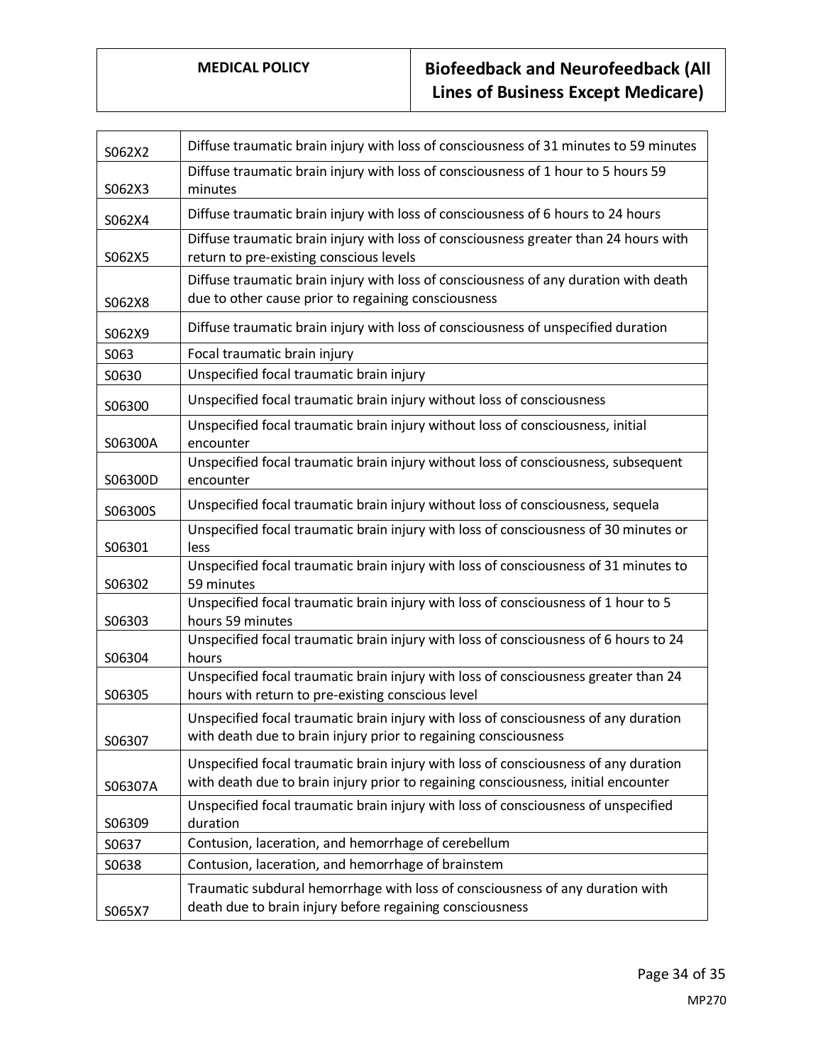| | |
|---|---|
| S062X2 | Diffuse traumatic brain injury with loss of consciousness of 31 minutes to 59 minutes |
| S062X3 | Diffuse traumatic brain injury with loss of consciousness of 1 hour to 5 hours 59 minutes |
| S062X4 | Diffuse traumatic brain injury with loss of consciousness of 6 hours to 24 hours |
| S062X5 | Diffuse traumatic brain injury with loss of consciousness greater than 24 hours with return to pre-existing conscious levels |
| S062X8 | Diffuse traumatic brain injury with loss of consciousness of any duration with death due to other cause prior to regaining consciousness |
| S062X9 | Diffuse traumatic brain injury with loss of consciousness of unspecified duration |
| S063 | Focal traumatic brain injury |
| S0630 | Unspecified focal traumatic brain injury |
| S06300 | Unspecified focal traumatic brain injury without loss of consciousness |
| S06300A | Unspecified focal traumatic brain injury without loss of consciousness, initial encounter |
| S06300D | Unspecified focal traumatic brain injury without loss of consciousness, subsequent encounter |
| S06300S | Unspecified focal traumatic brain injury without loss of consciousness, sequela |
| S06301 | Unspecified focal traumatic brain injury with loss of consciousness of 30 minutes or less |
| S06302 | Unspecified focal traumatic brain injury with loss of consciousness of 31 minutes to 59 minutes |
| S06303 | Unspecified focal traumatic brain injury with loss of consciousness of 1 hour to 5 hours 59 minutes |
| S06304 | Unspecified focal traumatic brain injury with loss of consciousness of 6 hours to 24 hours |
| S06305 | Unspecified focal traumatic brain injury with loss of consciousness greater than 24 hours with return to pre-existing conscious level |
| S06307 | Unspecified focal traumatic brain injury with loss of consciousness of any duration with death due to brain injury prior to regaining consciousness |
| S06307A | Unspecified focal traumatic brain injury with loss of consciousness of any duration with death due to brain injury prior to regaining consciousness, initial encounter |
| S06309 | Unspecified focal traumatic brain injury with loss of consciousness of unspecified duration |
| S0637 | Contusion, laceration, and hemorrhage of cerebellum |
| S0638 | Contusion, laceration, and hemorrhage of brainstem |
| S065X7 | Traumatic subdural hemorrhage with loss of consciousness of any duration with death due to brain injury before regaining consciousness |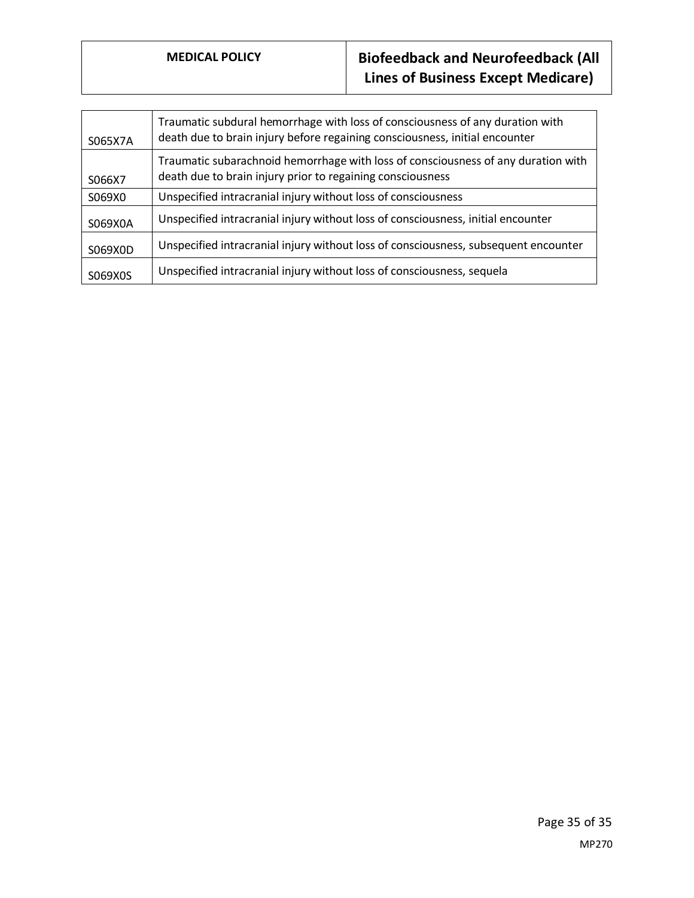| | |
|---|---|
| S065X7A | Traumatic subdural hemorrhage with loss of consciousness of any duration with death due to brain injury before regaining consciousness, initial encounter |
| S066X7 | Traumatic subarachnoid hemorrhage with loss of consciousness of any duration with death due to brain injury prior to regaining consciousness |
| S069X0 | Unspecified intracranial injury without loss of consciousness |
| S069X0A | Unspecified intracranial injury without loss of consciousness, initial encounter |
| S069X0D | Unspecified intracranial injury without loss of consciousness, subsequent encounter |
| S069X0S | Unspecified intracranial injury without loss of consciousness, sequela |